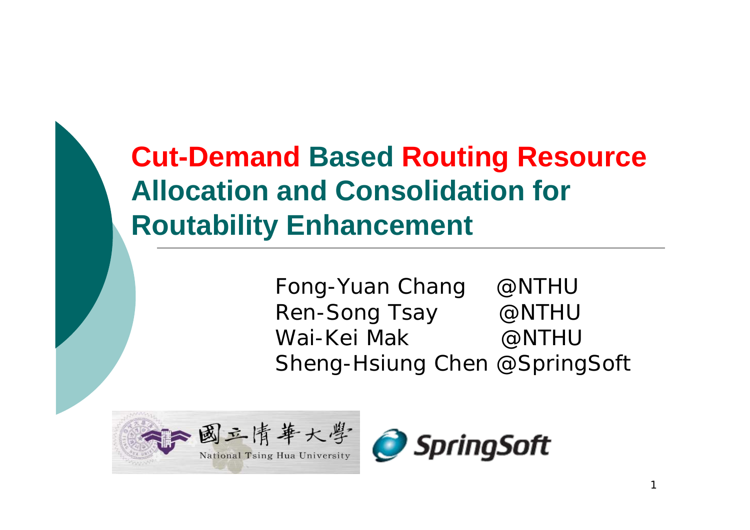# Cut-Demand Based Routing Resource Allocation and Consolidation for Routability Enhancement

Fong-Yuan Chang @NTHU
Ren-Song Tsay @NTHU
Wai-Kei Mak @NTHU
Sheng-Hsiung Chen @SpringSoft

國立清華大學 National Tsing Hua University

SpringSoft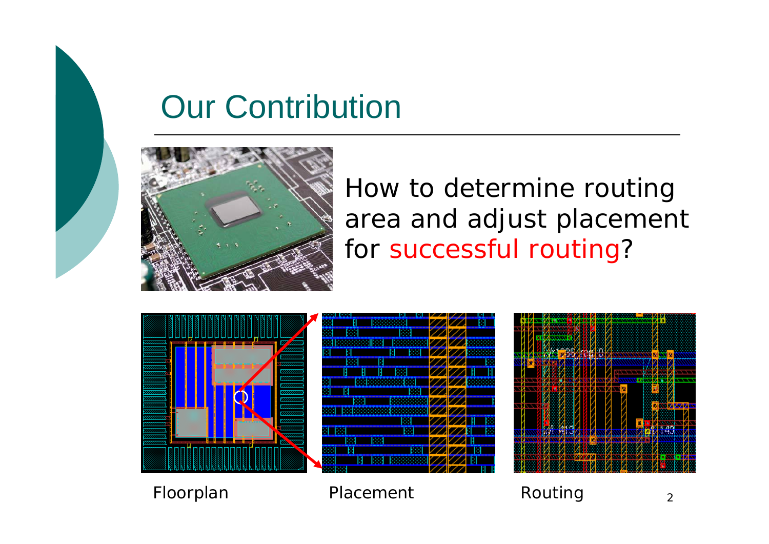# Our Contribution

How to determine routing area and adjust placement for successful routing?

Floorplan

Placement

Routing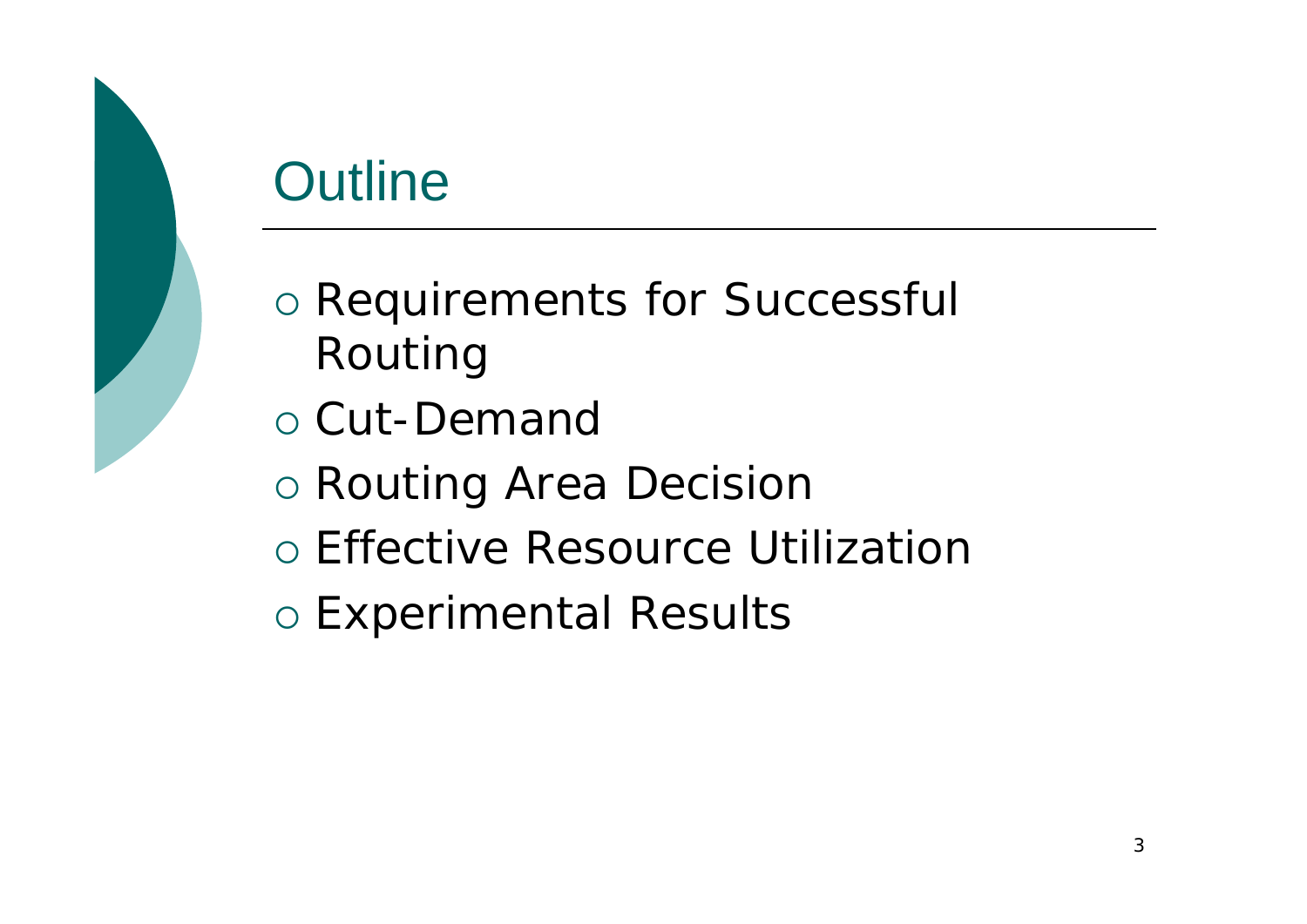# Outline

- Requirements for Successful Routing
- Cut-Demand
- Routing Area Decision
- Effective Resource Utilization
- Experimental Results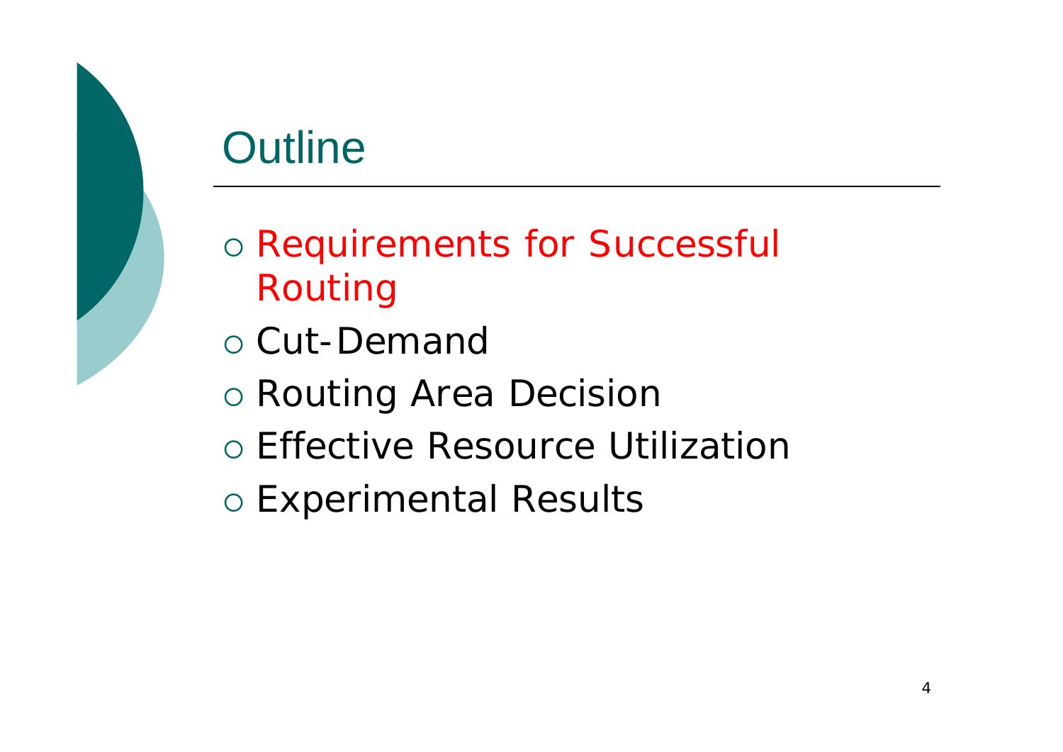# Outline

- Requirements for Successful Routing
- Cut-Demand
- Routing Area Decision
- Effective Resource Utilization
- Experimental Results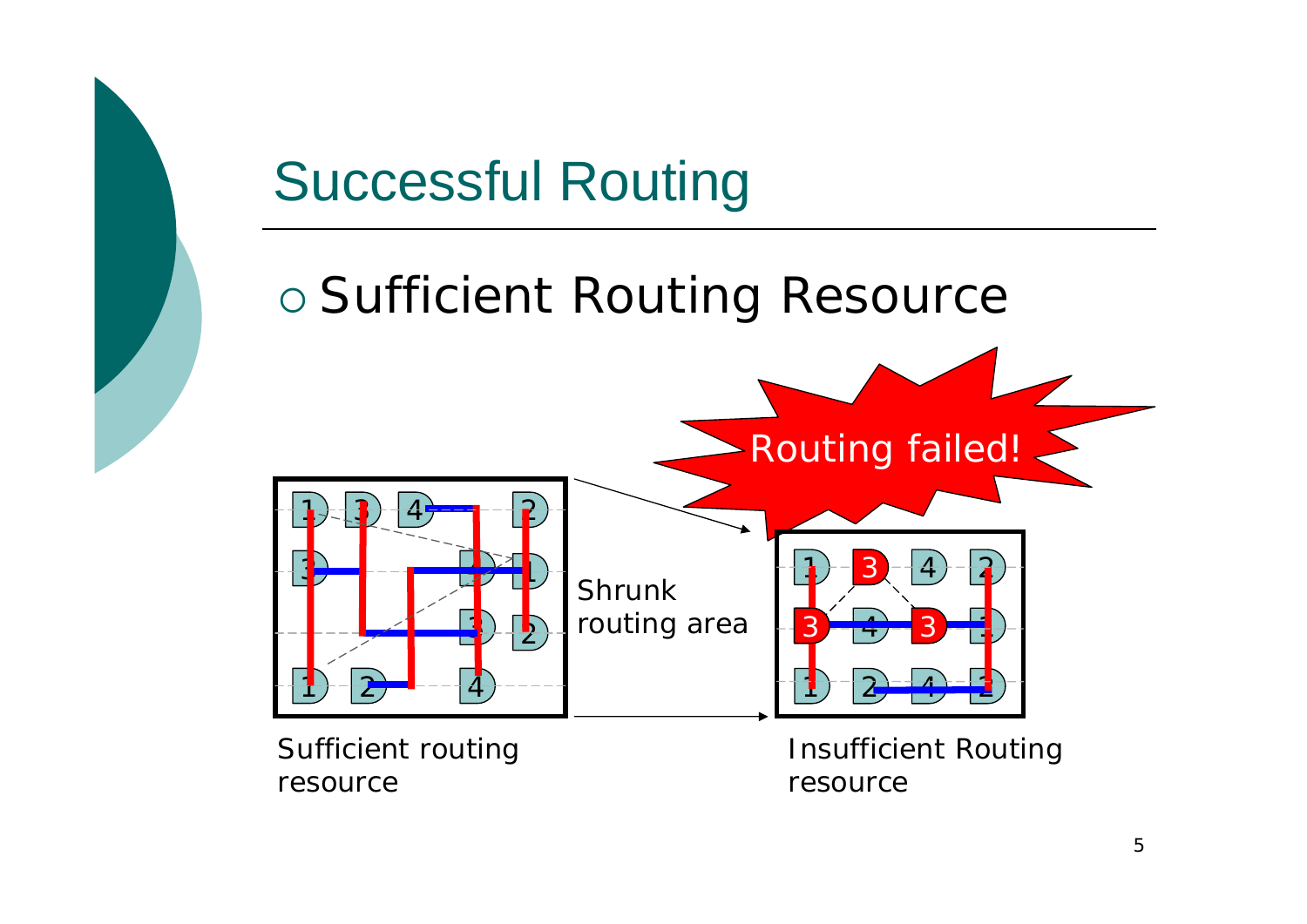# Successful Routing

- Sufficient Routing Resource

Routing failed!

Shrunk routing area

Sufficient routing resource

Insufficient Routing resource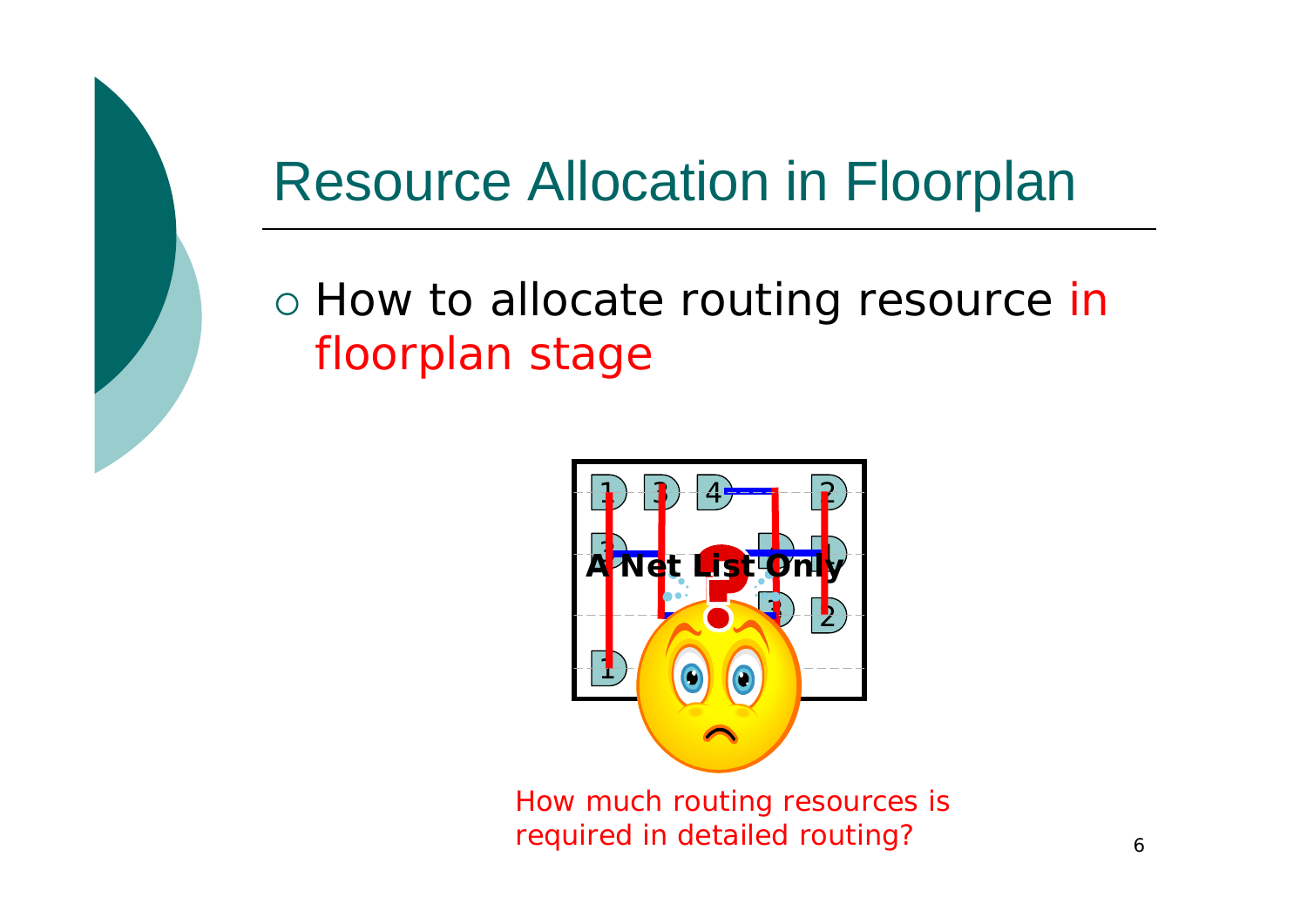# Resource Allocation in Floorplan

- How to allocate routing resource in floorplan stage

1 3 4 2

A Net List Only

2

1

How much routing resources is required in detailed routing?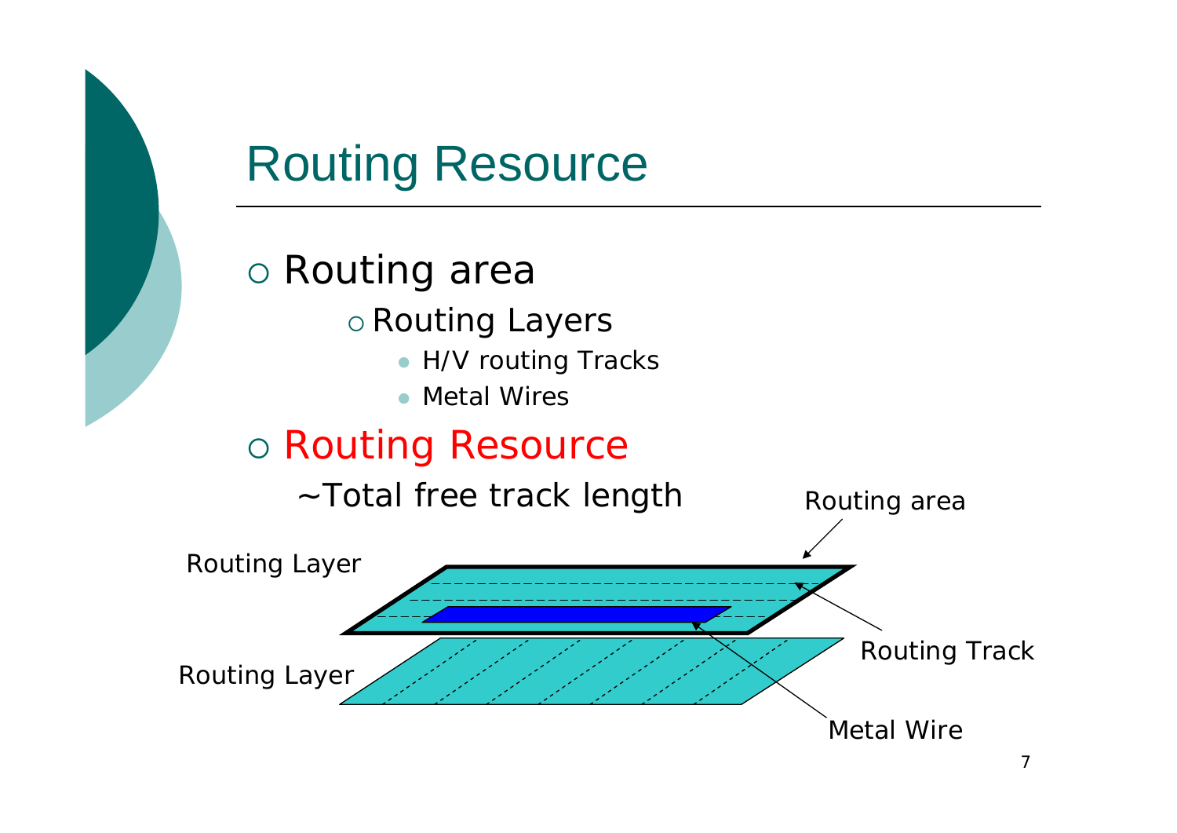# Routing Resource

- Routing area
  - Routing Layers
    - H/V routing Tracks
    - Metal Wires
- Routing Resource

  ~Total free track length

Routing area

Routing Layer

Routing Track

Routing Layer

Metal Wire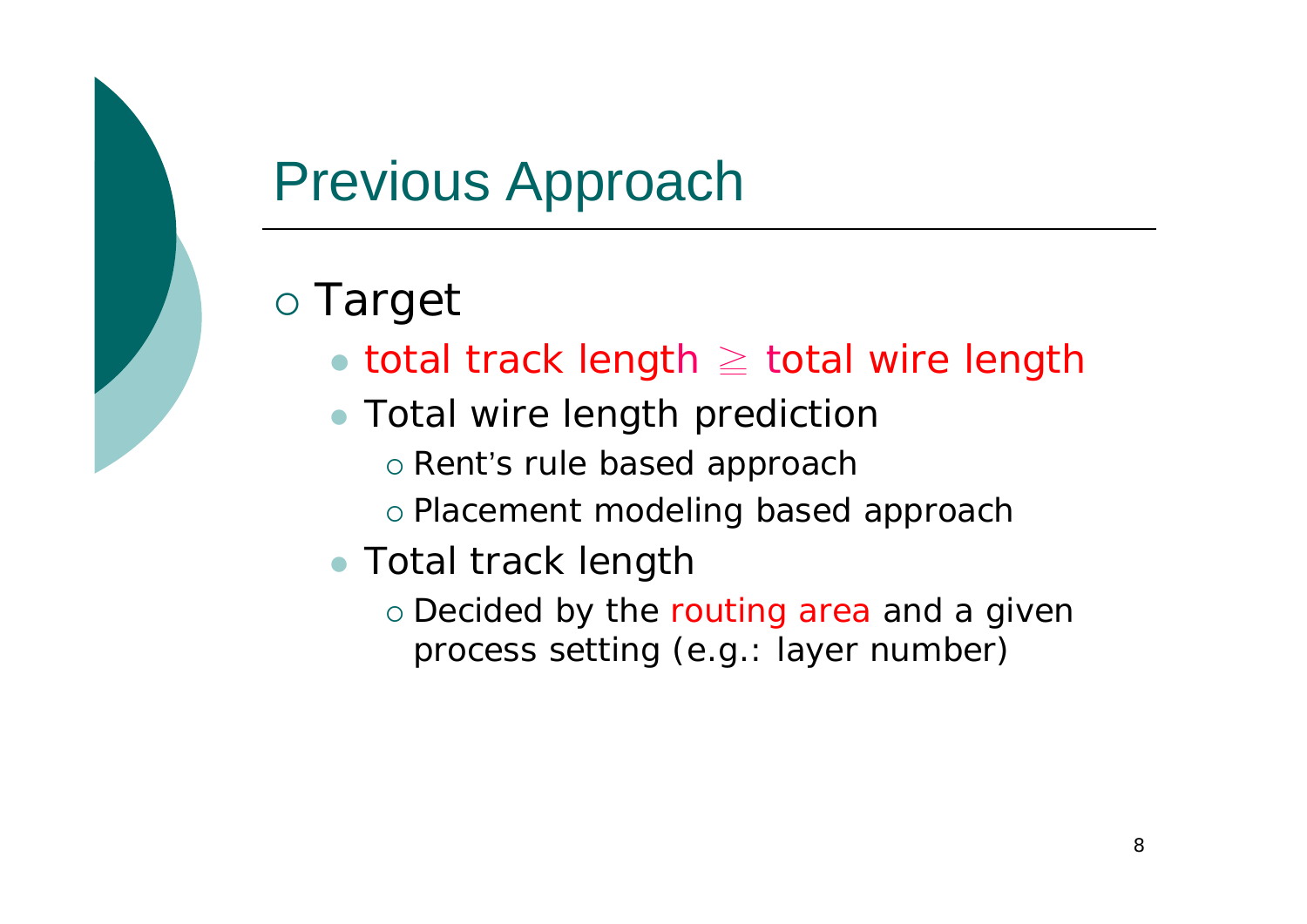# Previous Approach

- Target
  - total track length $\geq$ total wire length
  - Total wire length prediction
    - Rent's rule based approach
    - Placement modeling based approach
  - Total track length
    - Decided by the routing area and a given process setting (e.g.: layer number)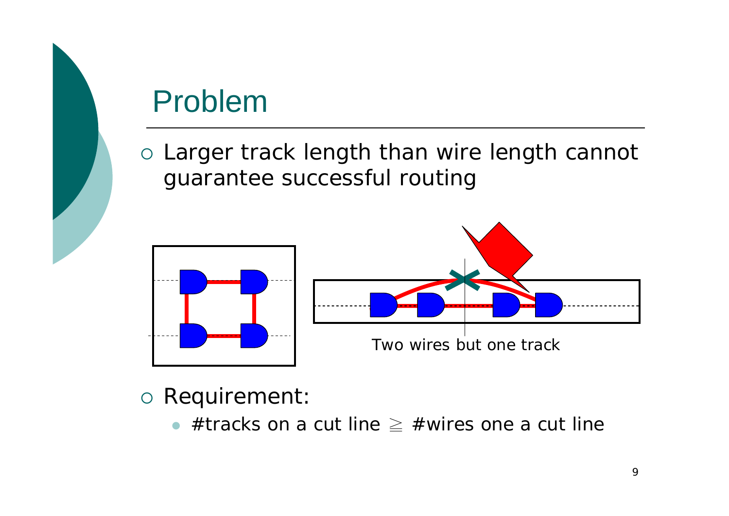# Problem

- Larger track length than wire length cannot guarantee successful routing

Two wires but one track

- Requirement:
  - #tracks on a cut line ≧ #wires one a cut line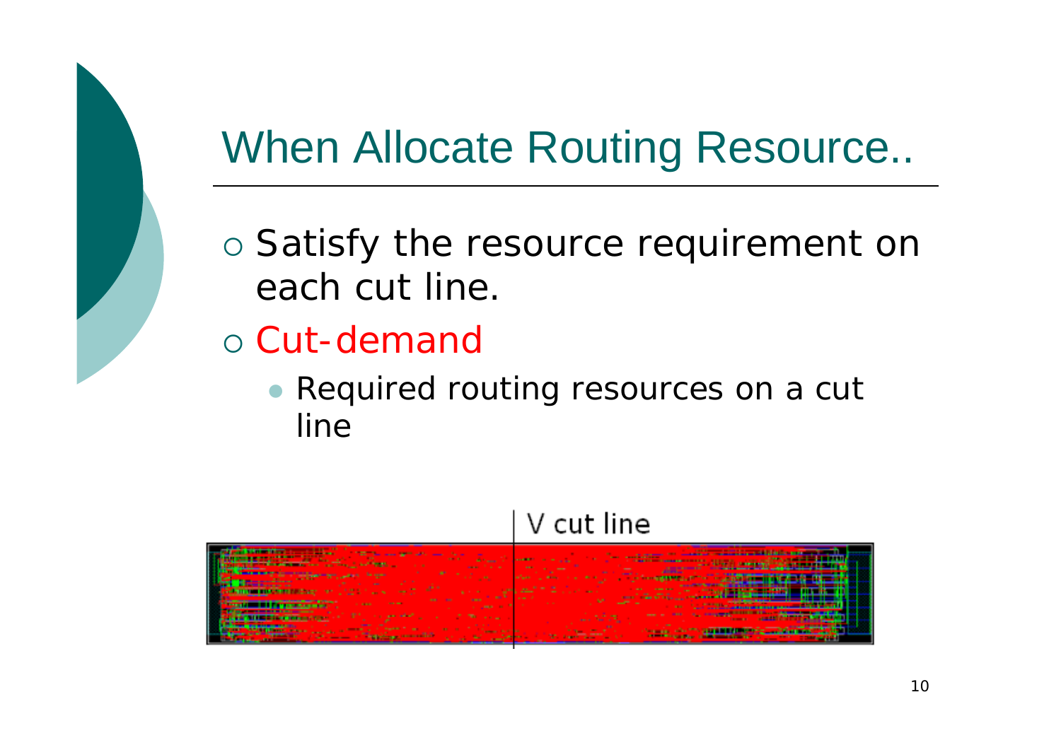# When Allocate Routing Resource..

- Satisfy the resource requirement on each cut line.
- Cut-demand
  - Required routing resources on a cut line

V cut line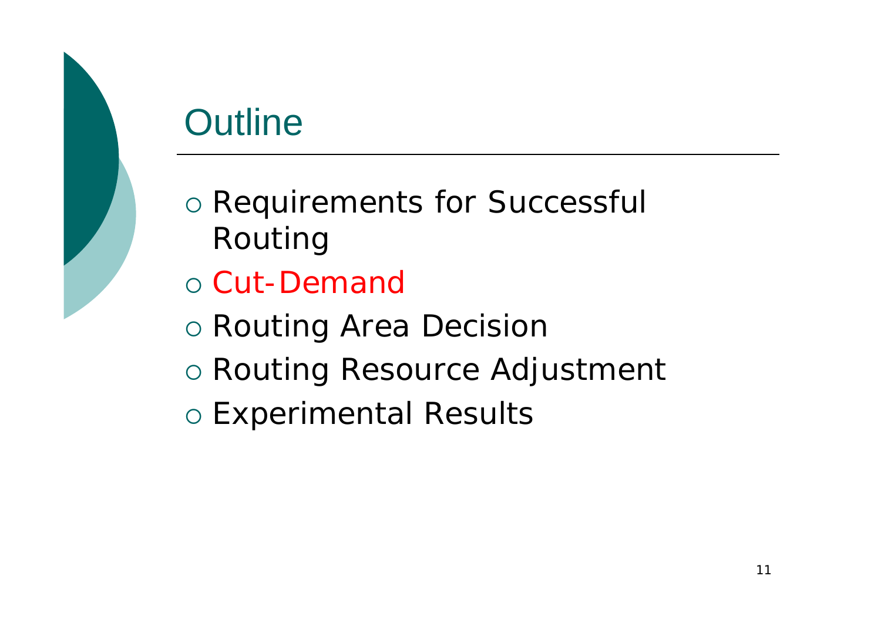# Outline

- Requirements for Successful Routing
- Cut-Demand
- Routing Area Decision
- Routing Resource Adjustment
- Experimental Results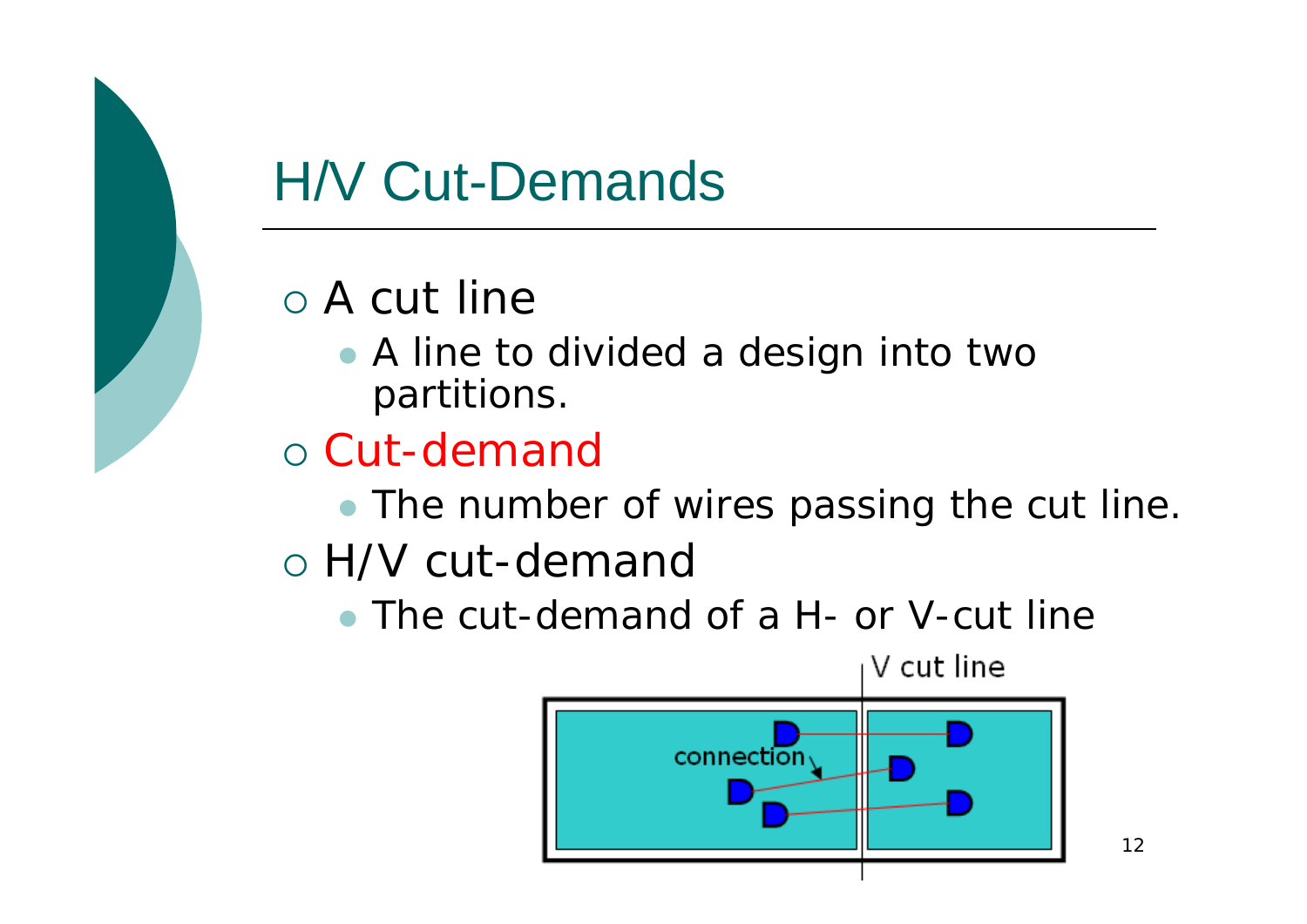# H/V Cut-Demands

- A cut line
  - A line to divided a design into two partitions.
- Cut-demand
  - The number of wires passing the cut line.
- H/V cut-demand
  - The cut-demand of a H- or V-cut line

V cut line

connection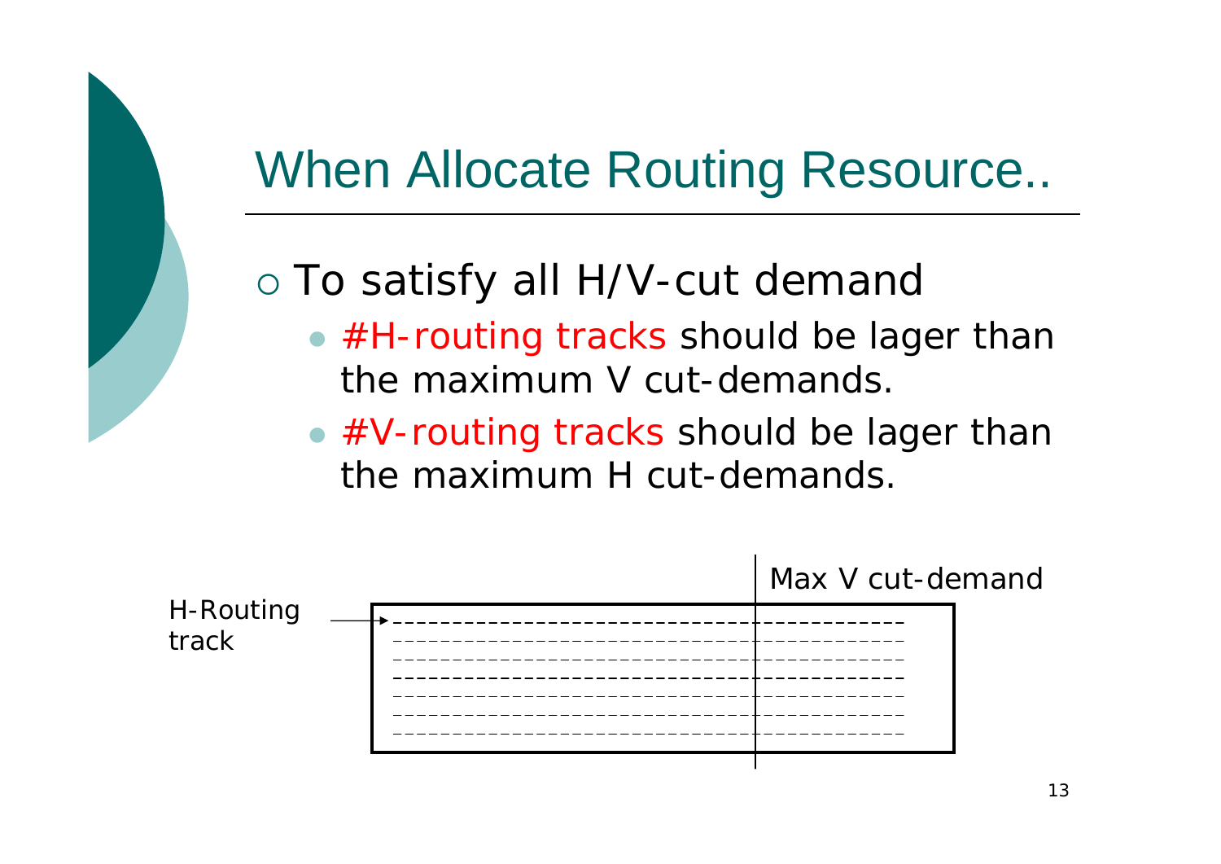# When Allocate Routing Resource..

- To satisfy all H/V-cut demand
  - #H-routing tracks should be lager than the maximum V cut-demands.
  - #V-routing tracks should be lager than the maximum H cut-demands.

Max V cut-demand

H-Routing track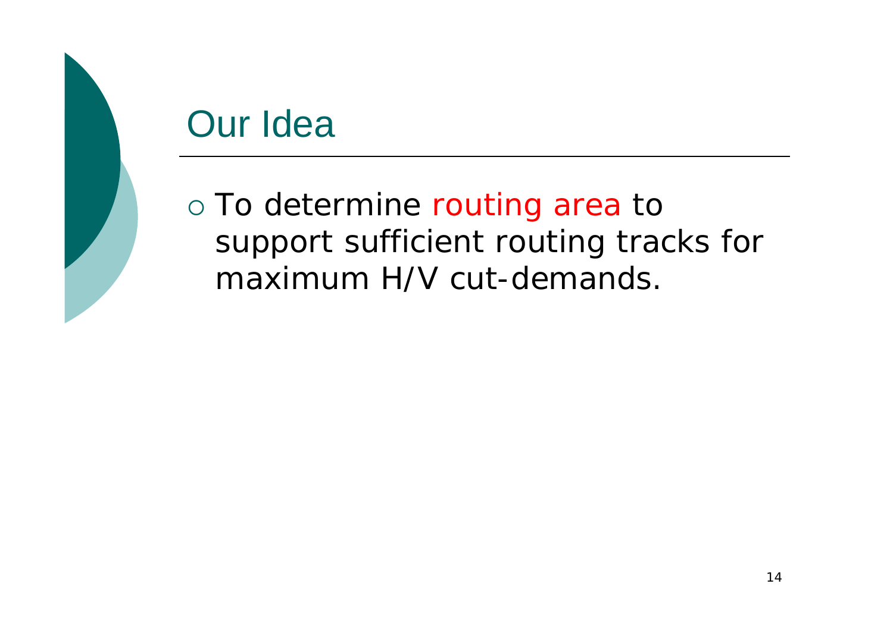# Our Idea

- To determine routing area to support sufficient routing tracks for maximum H/V cut-demands.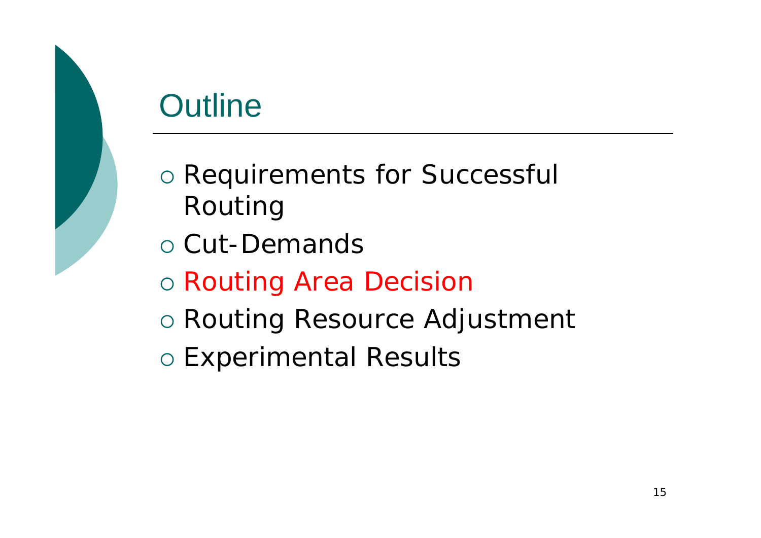# Outline

- Requirements for Successful Routing
- Cut-Demands
- Routing Area Decision
- Routing Resource Adjustment
- Experimental Results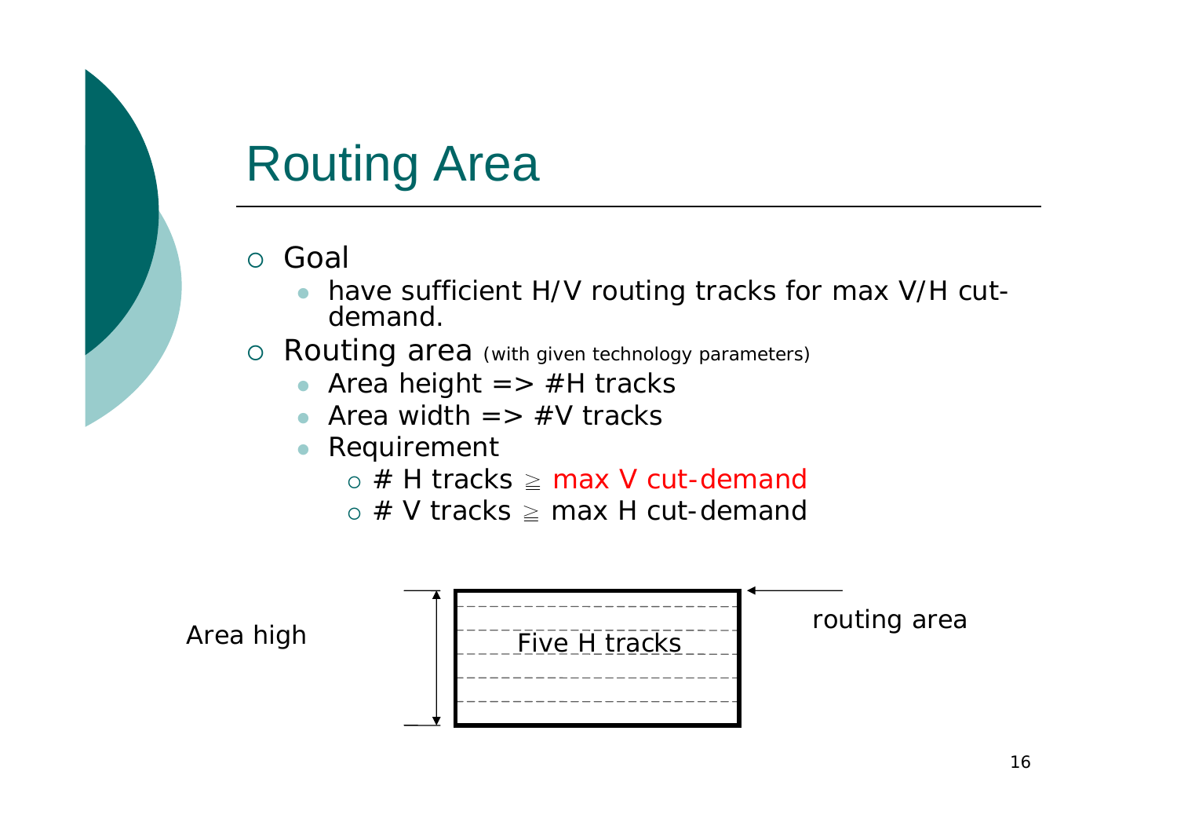# Routing Area

- Goal
  - have sufficient H/V routing tracks for max V/H cut-demand.
- Routing area (with given technology parameters)
  - Area height => #H tracks
  - Area width => #V tracks
  - Requirement
    - # H tracks ≧ max V cut-demand
    - # V tracks ≧ max H cut-demand

Area high

Five H tracks

routing area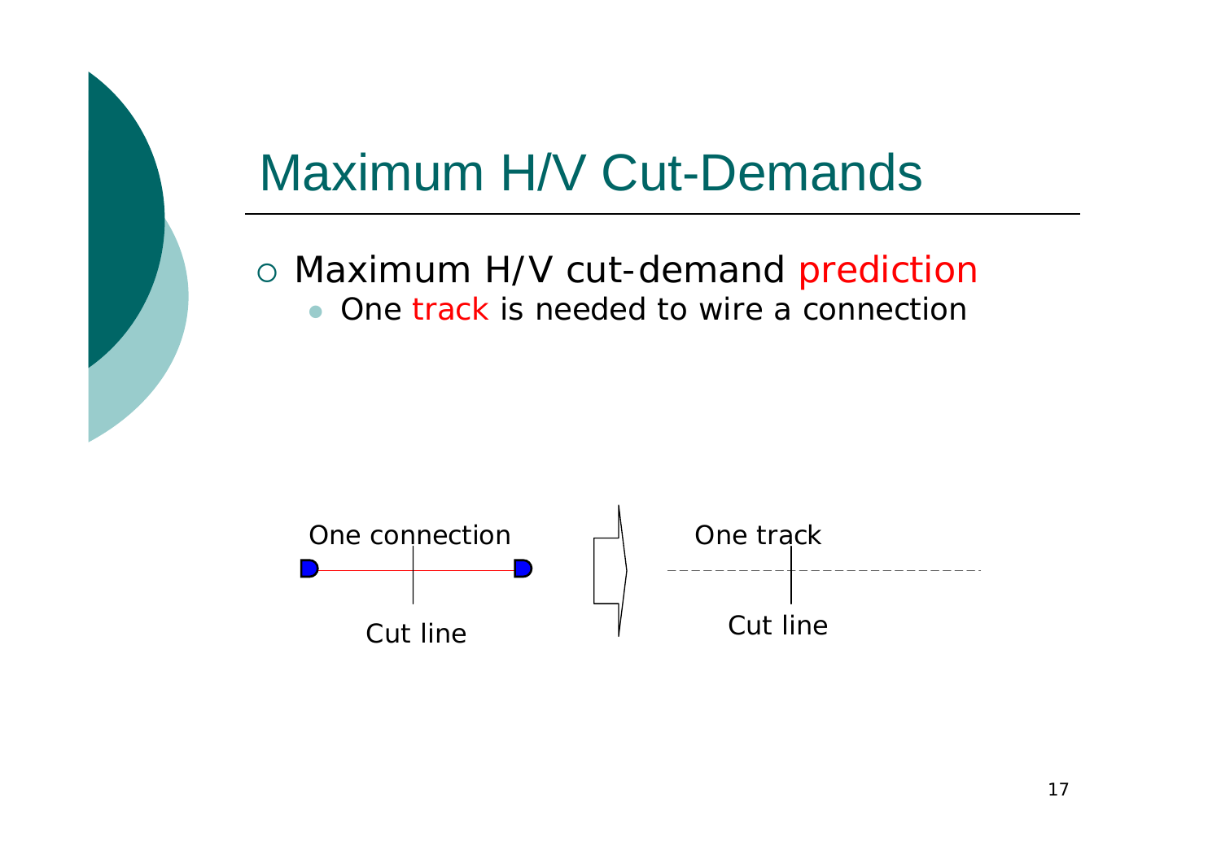# Maximum H/V Cut-Demands

- Maximum H/V cut-demand prediction
  - One track is needed to wire a connection

One connection

Cut line

One track

Cut line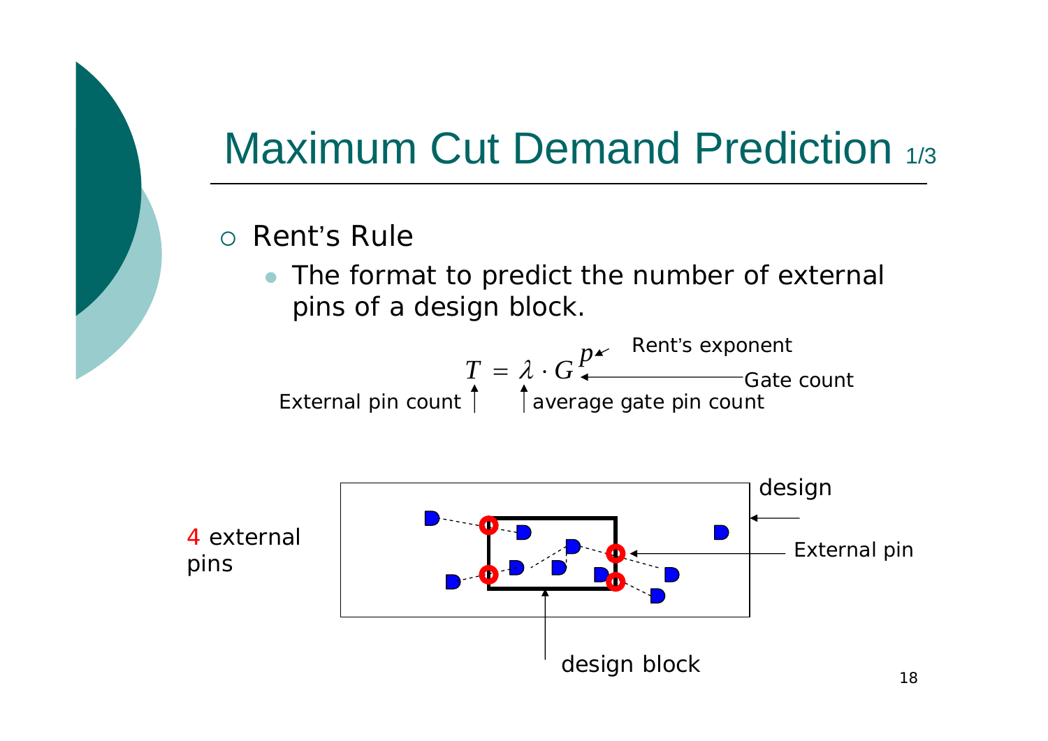# Maximum Cut Demand Prediction 1/3

- Rent's Rule
  - The format to predict the number of external pins of a design block.

$$T = \lambda \cdot G^{p}$$

External pin count
average gate pin count
Rent's exponent
Gate count

design
External pin
design block
4 external pins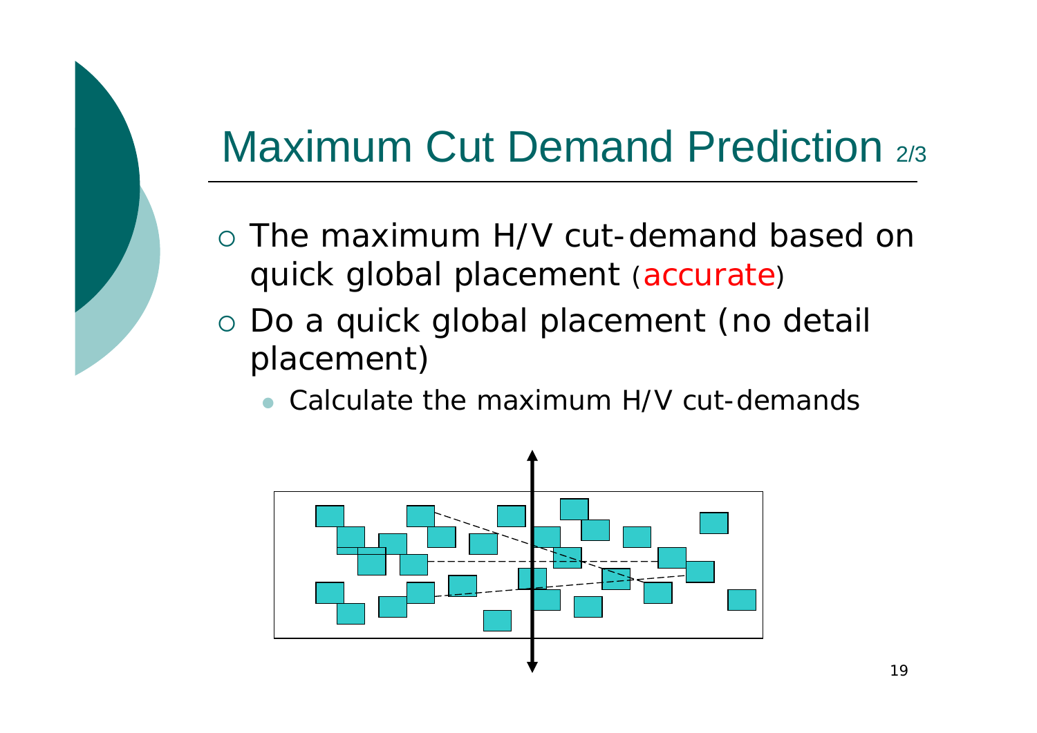# Maximum Cut Demand Prediction 2/3

- The maximum H/V cut-demand based on quick global placement (accurate)
- Do a quick global placement (no detail placement)
  - Calculate the maximum H/V cut-demands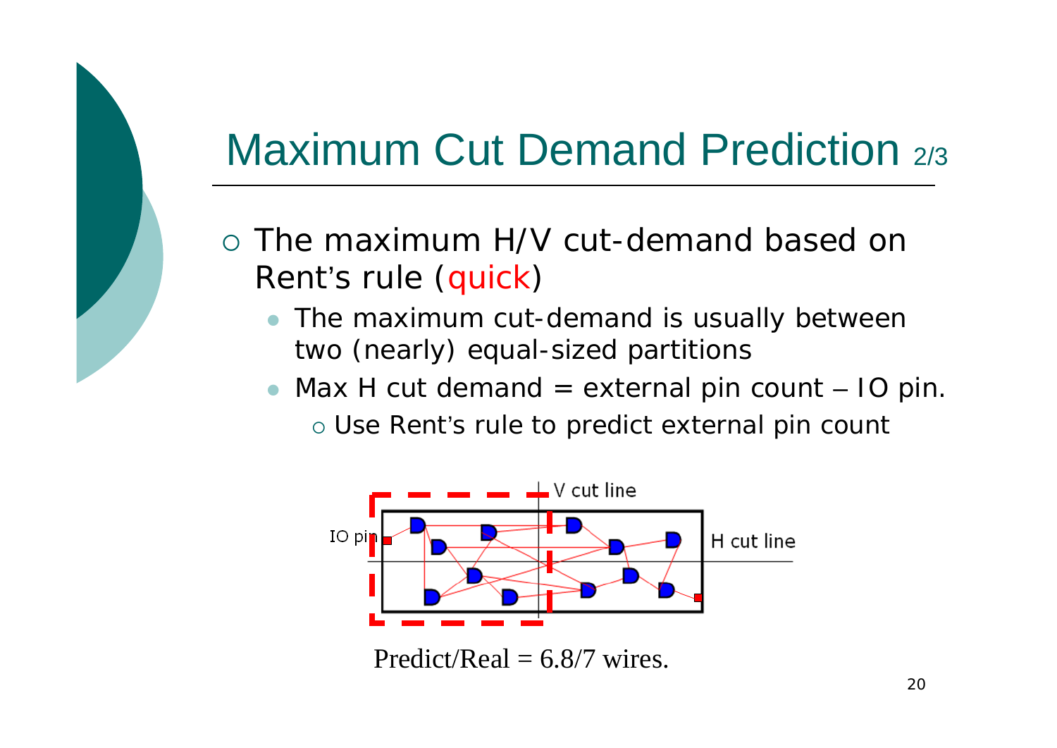# Maximum Cut Demand Prediction 2/3

- The maximum H/V cut-demand based on Rent's rule (quick)
  - The maximum cut-demand is usually between two (nearly) equal-sized partitions
  - Max H cut demand = external pin count – IO pin.
    - Use Rent's rule to predict external pin count

V cut line

IO pin

H cut line

Predict/Real = 6.8/7 wires.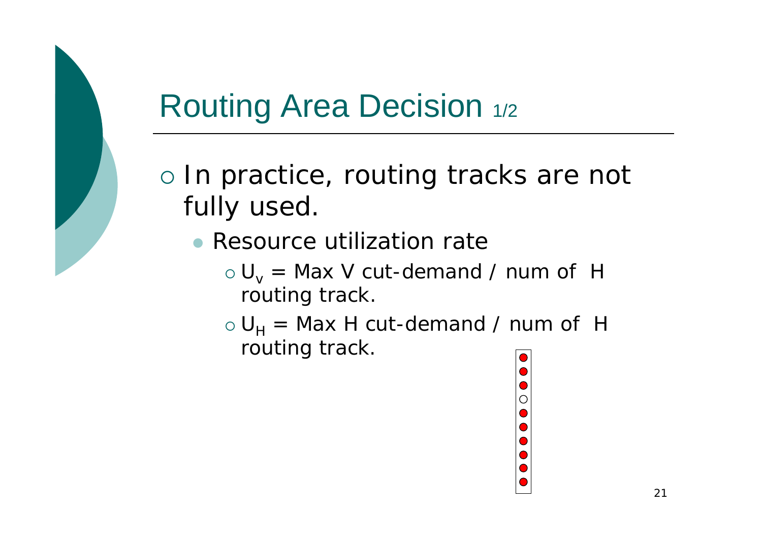# Routing Area Decision 1/2

- In practice, routing tracks are not fully used.
  - Resource utilization rate
    - $U_v$ = Max V cut-demand / num of H routing track.
    - $U_H$ = Max H cut-demand / num of H routing track.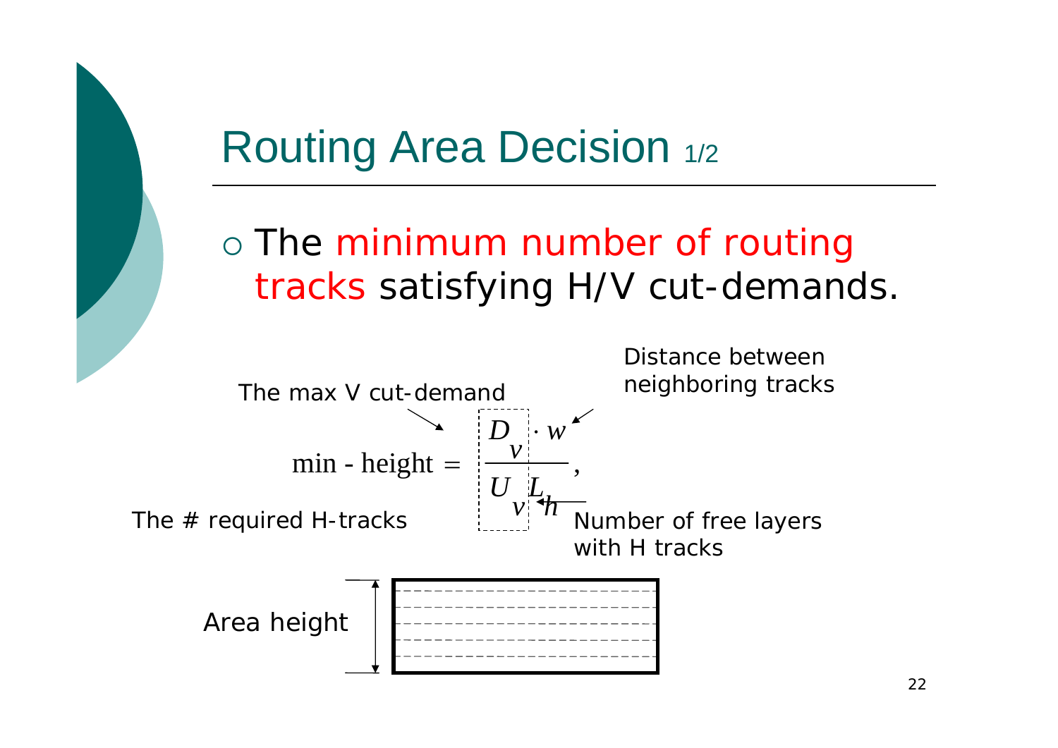# Routing Area Decision 1/2

- The minimum number of routing tracks satisfying H/V cut-demands.

$$\text{min - height} = \frac{D_v}{U_v L_h} \cdot w,$$

The max V cut-demand

The # required H-tracks

Distance between neighboring tracks

Number of free layers with H tracks

Area height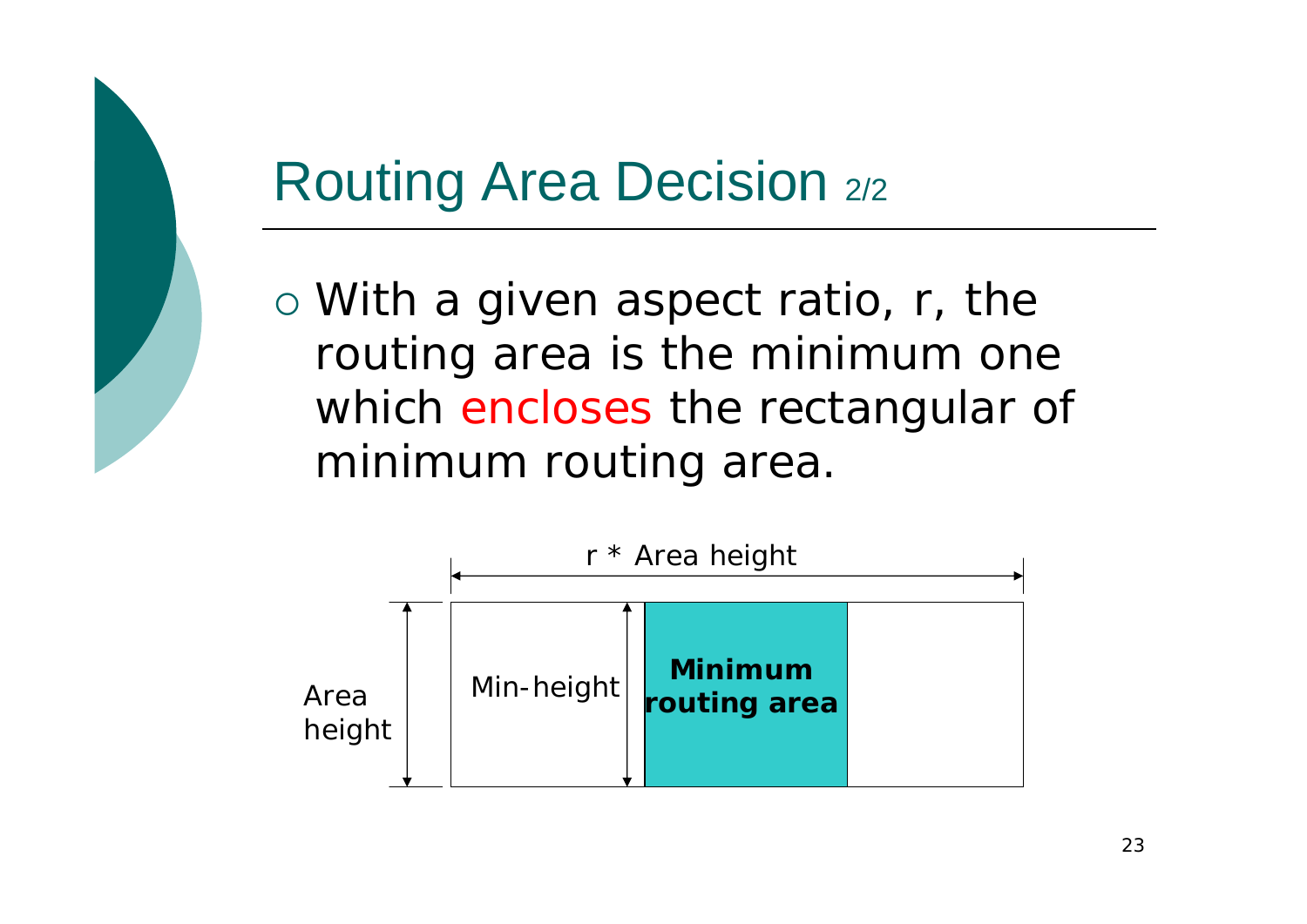# Routing Area Decision 2/2

- With a given aspect ratio, r, the routing area is the minimum one which encloses the rectangular of minimum routing area.

r * Area height

Area height

Min-height

**Minimum routing area**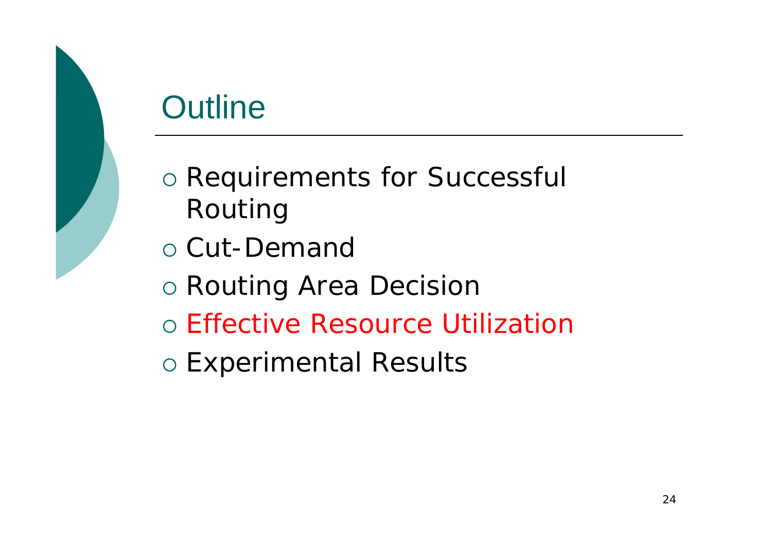# Outline

- Requirements for Successful Routing
- Cut-Demand
- Routing Area Decision
- Effective Resource Utilization
- Experimental Results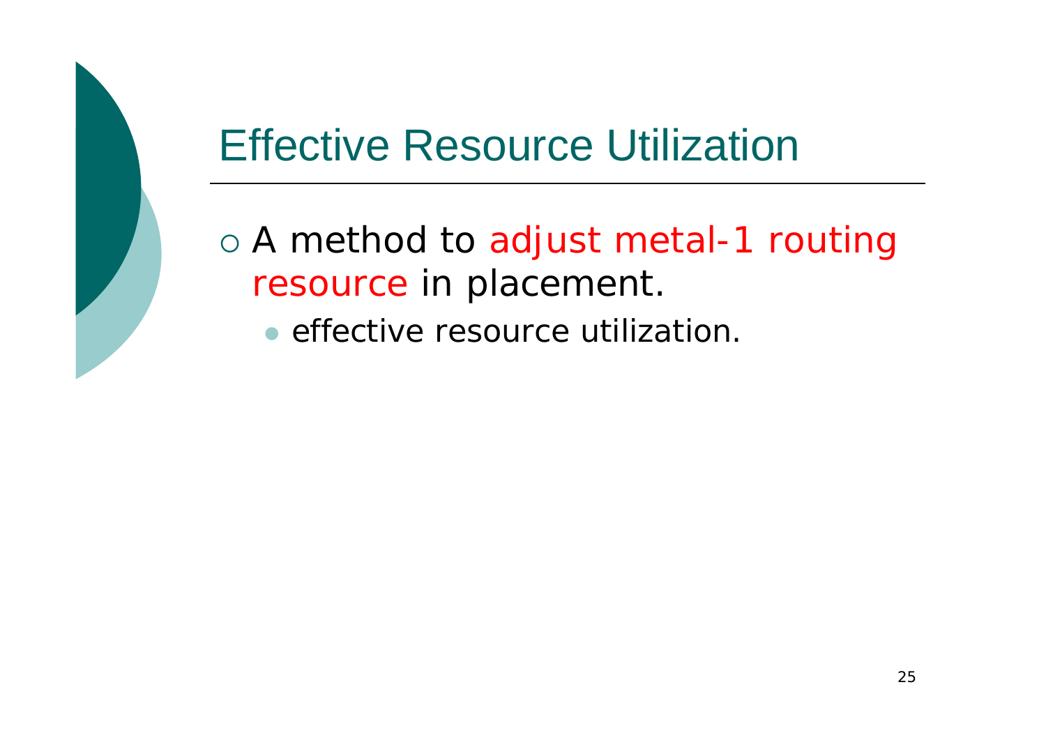# Effective Resource Utilization

- A method to adjust metal-1 routing resource in placement.
  - effective resource utilization.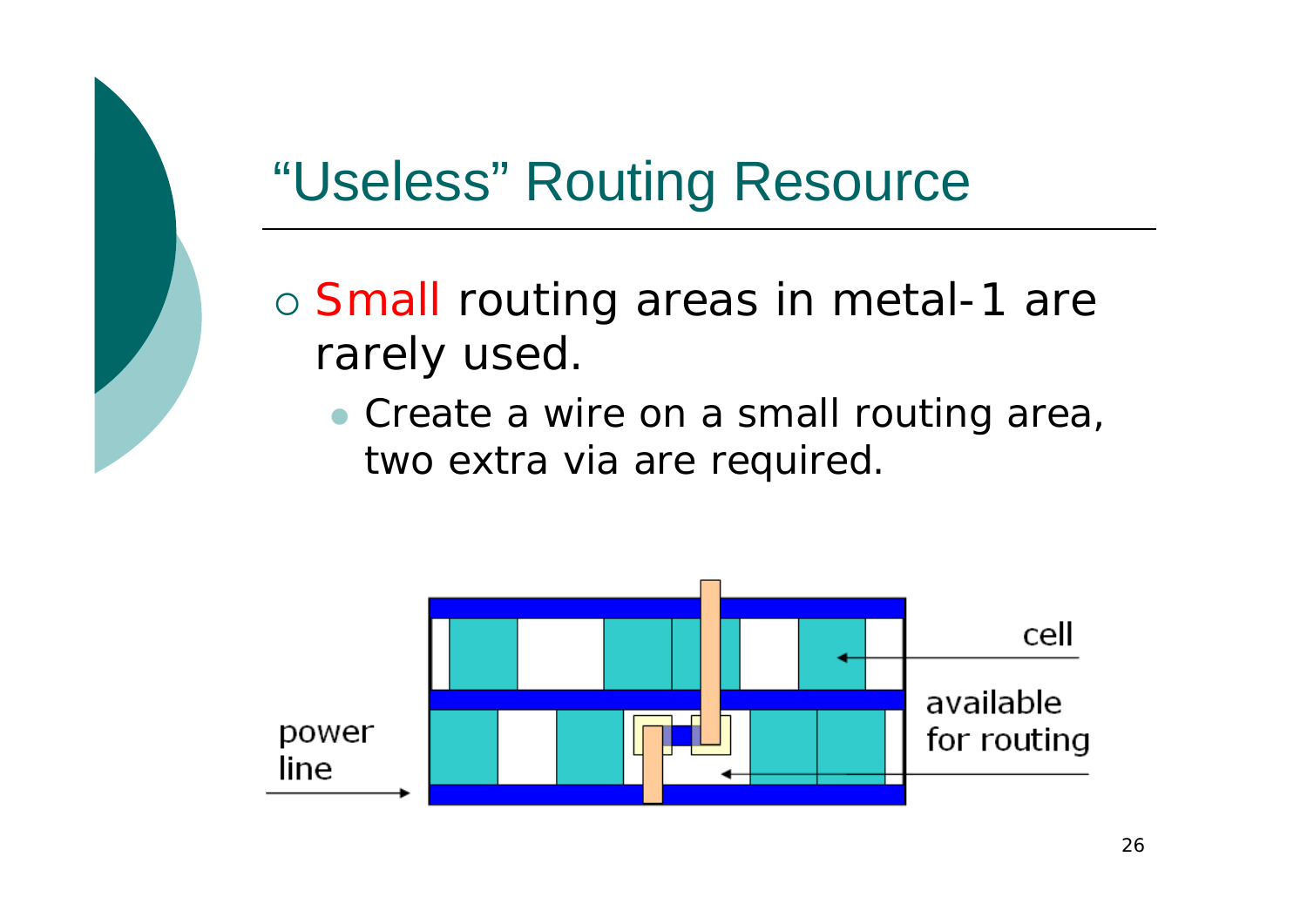# "Useless" Routing Resource

- Small routing areas in metal-1 are rarely used.
  - Create a wire on a small routing area, two extra via are required.

cell

available for routing

power line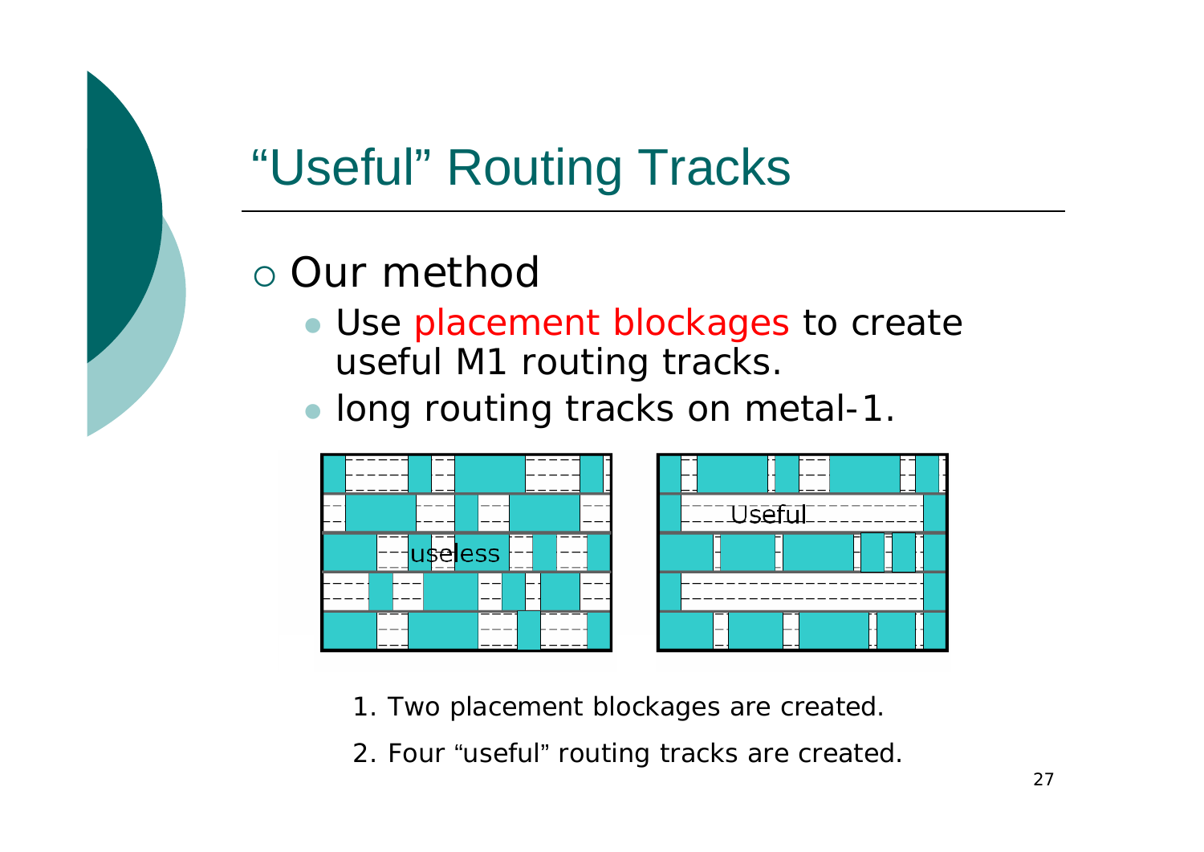# "Useful" Routing Tracks

- Our method
  - Use placement blockages to create useful M1 routing tracks.
  - long routing tracks on metal-1.

useless

Useful

1. Two placement blockages are created.
2. Four "useful" routing tracks are created.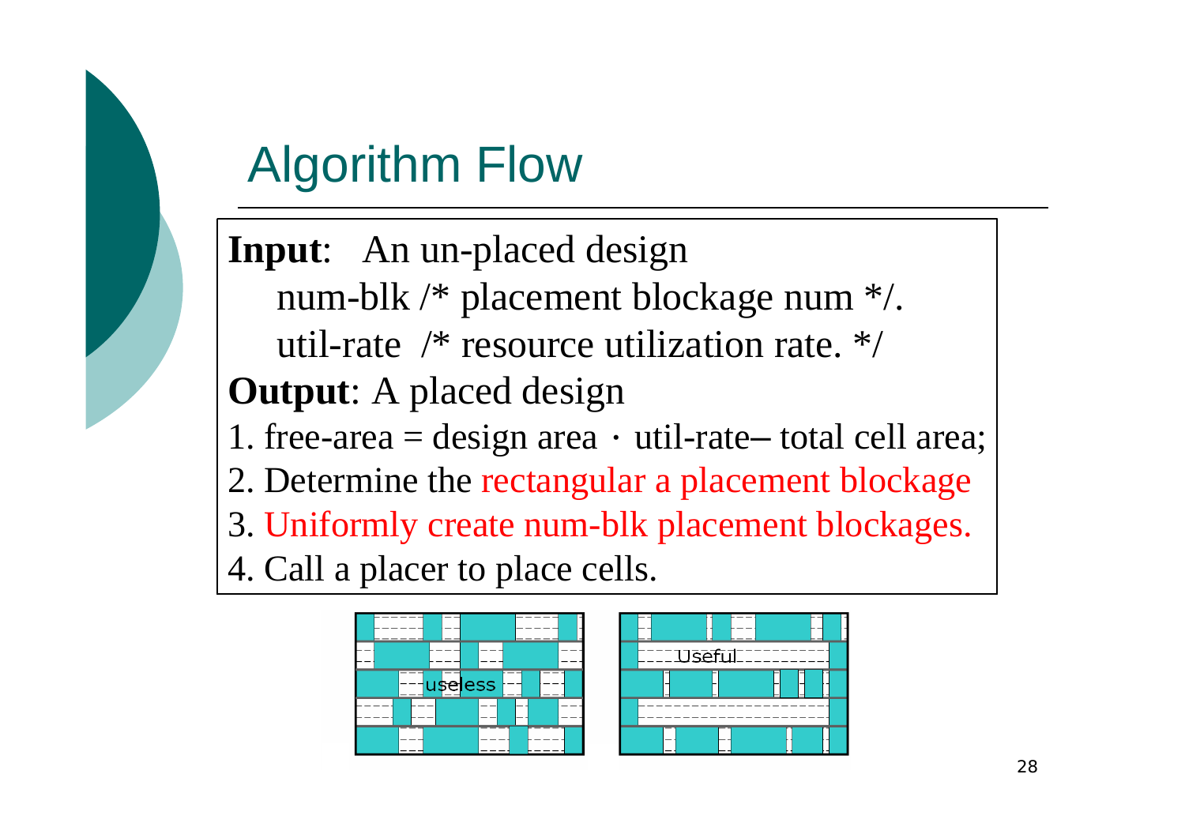# Algorithm Flow

**Input**: An un-placed design

num-blk /* placement blockage num */.

util-rate /* resource utilization rate. */

**Output**: A placed design

1. free-area = design area · util-rate– total cell area;
2. Determine the rectangular a placement blockage
3. Uniformly create num-blk placement blockages.
4. Call a placer to place cells.

useless

Useful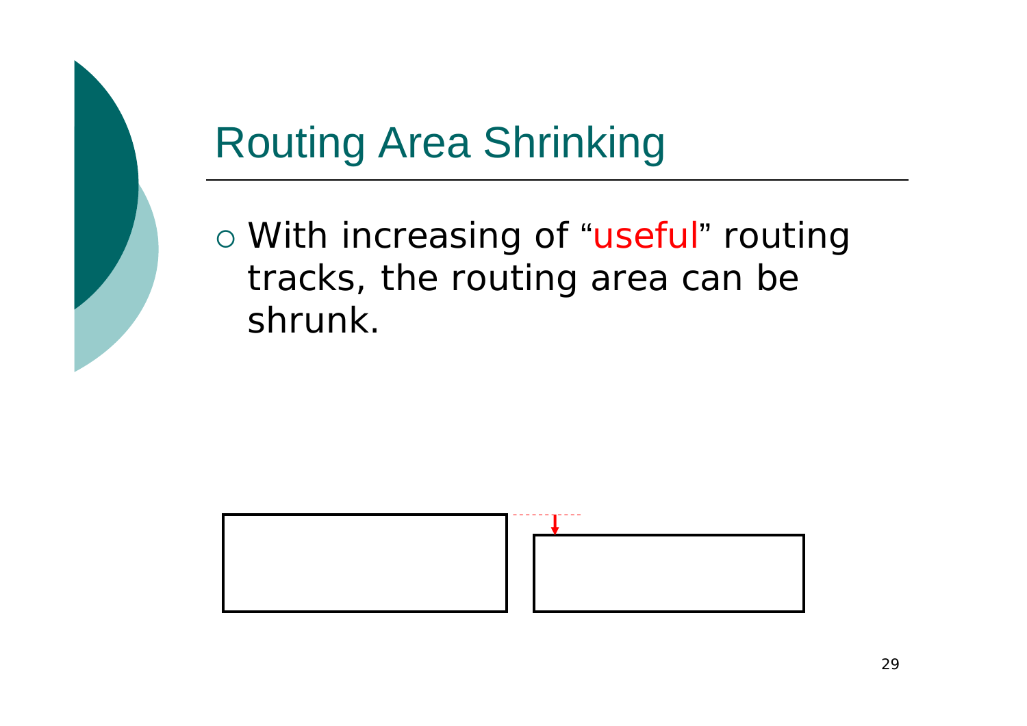# Routing Area Shrinking

- With increasing of “useful” routing tracks, the routing area can be shrunk.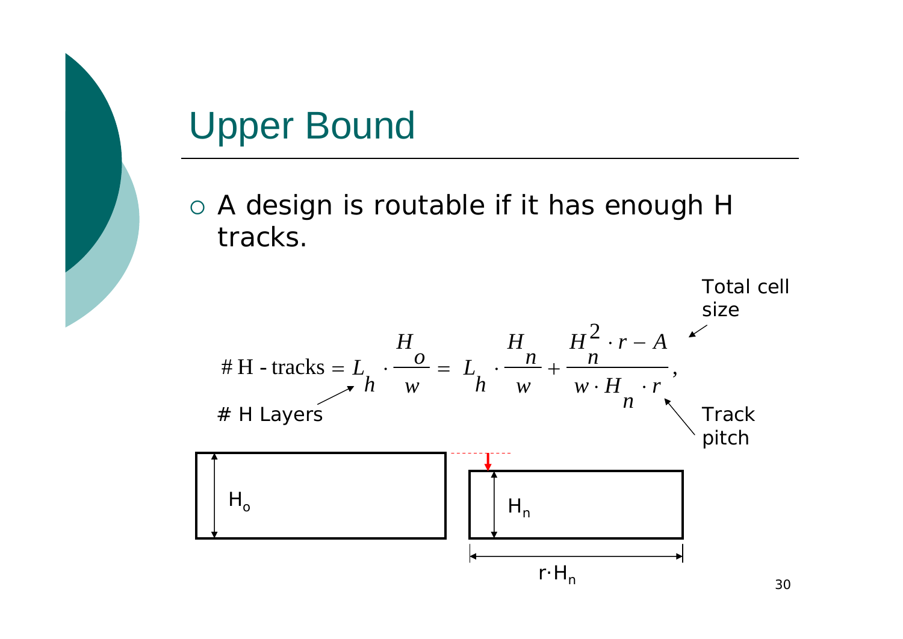# Upper Bound

- A design is routable if it has enough H tracks.

$$\#\,\text{H-tracks} = L_h \cdot \frac{H_o}{w} = L_h \cdot \frac{H_n}{w} + \frac{H_n^2 \cdot r - A}{w \cdot H_n \cdot r},$$

Total cell size

# H Layers

Track pitch

$H_o$

$H_n$

$r \cdot H_n$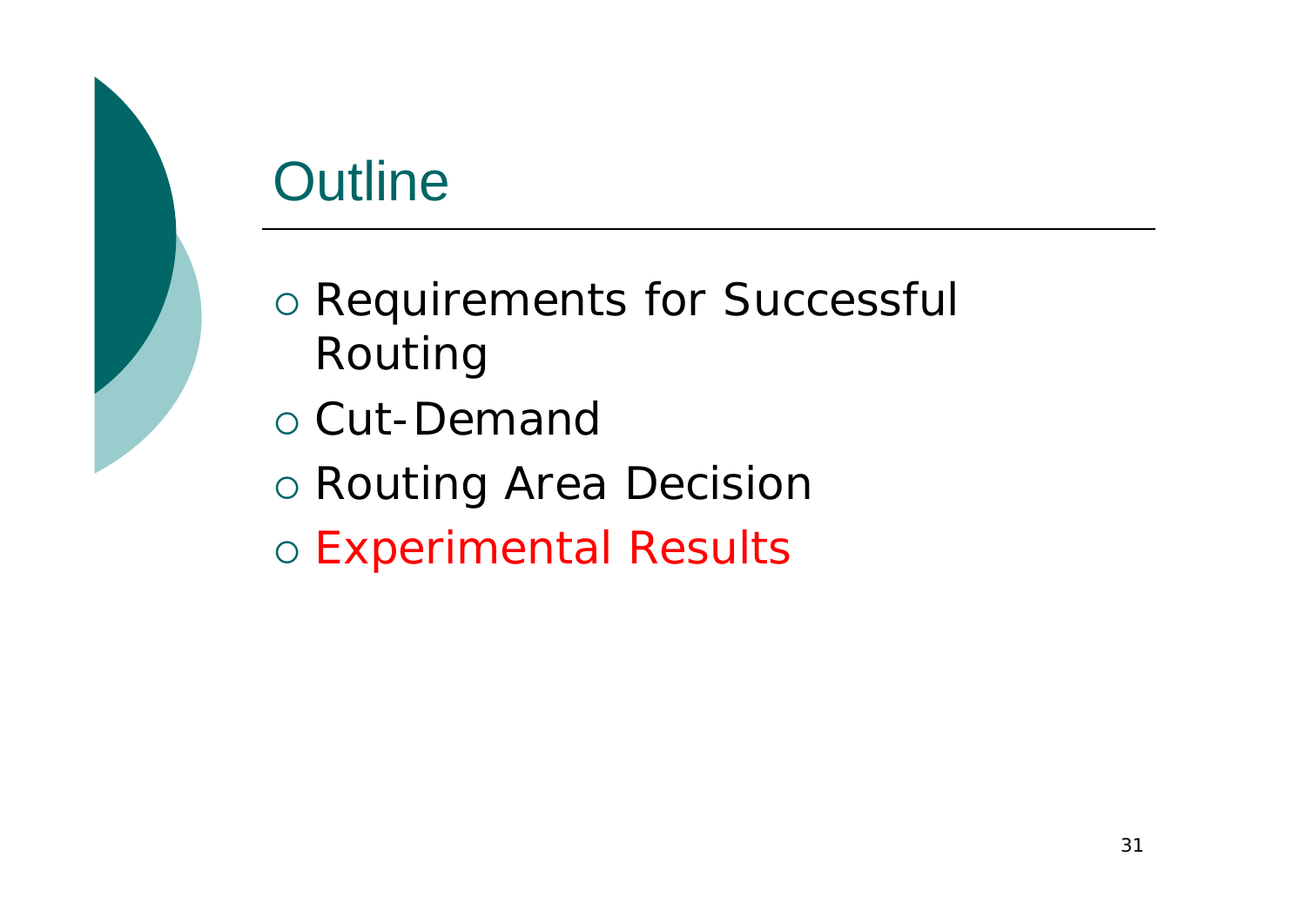# Outline

- Requirements for Successful Routing
- Cut-Demand
- Routing Area Decision
- Experimental Results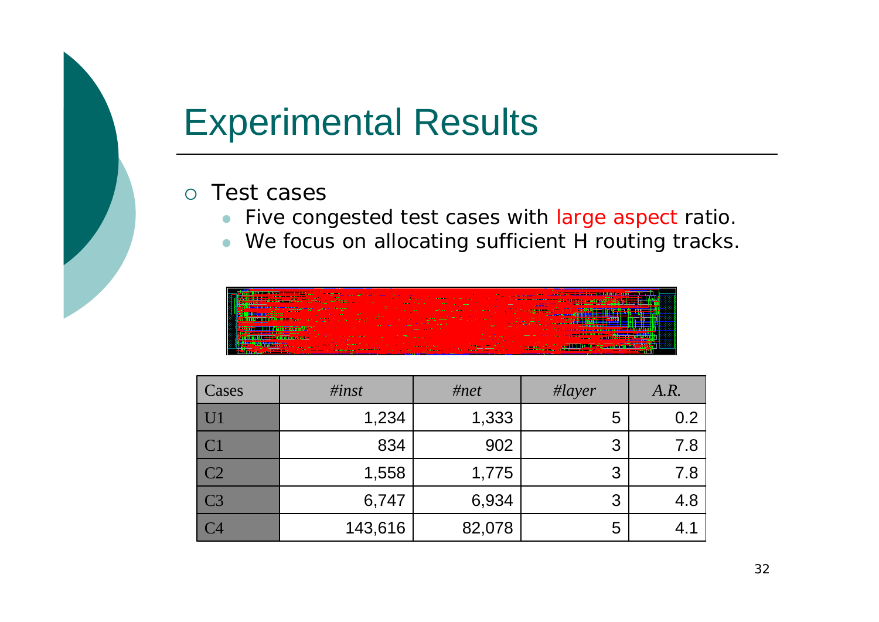# Experimental Results

- Test cases
  - Five congested test cases with large aspect ratio.
  - We focus on allocating sufficient H routing tracks.

| Cases | *#inst* | *#net* | *#layer* | *A.R.* |
|---|---|---|---|---|
| U1 | 1,234 | 1,333 | 5 | 0.2 |
| C1 | 834 | 902 | 3 | 7.8 |
| C2 | 1,558 | 1,775 | 3 | 7.8 |
| C3 | 6,747 | 6,934 | 3 | 4.8 |
| C4 | 143,616 | 82,078 | 5 | 4.1 |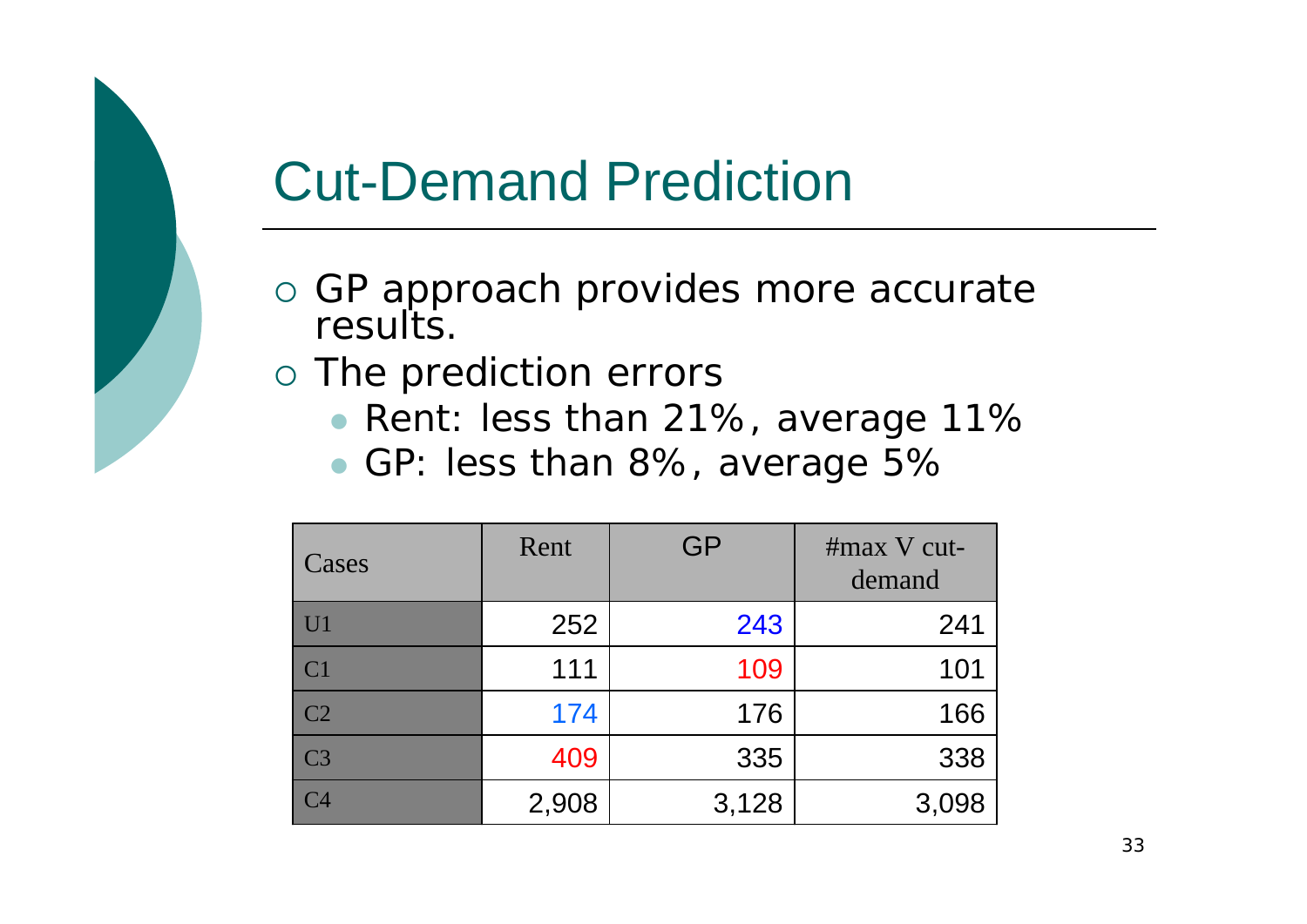# Cut-Demand Prediction

- GP approach provides more accurate results.
- The prediction errors
  - Rent: less than 21%, average 11%
  - GP: less than 8%, average 5%

| Cases | Rent | GP | #max V cut-demand |
|---|---|---|---|
| U1 | 252 | 243 | 241 |
| C1 | 111 | 109 | 101 |
| C2 | 174 | 176 | 166 |
| C3 | 409 | 335 | 338 |
| C4 | 2,908 | 3,128 | 3,098 |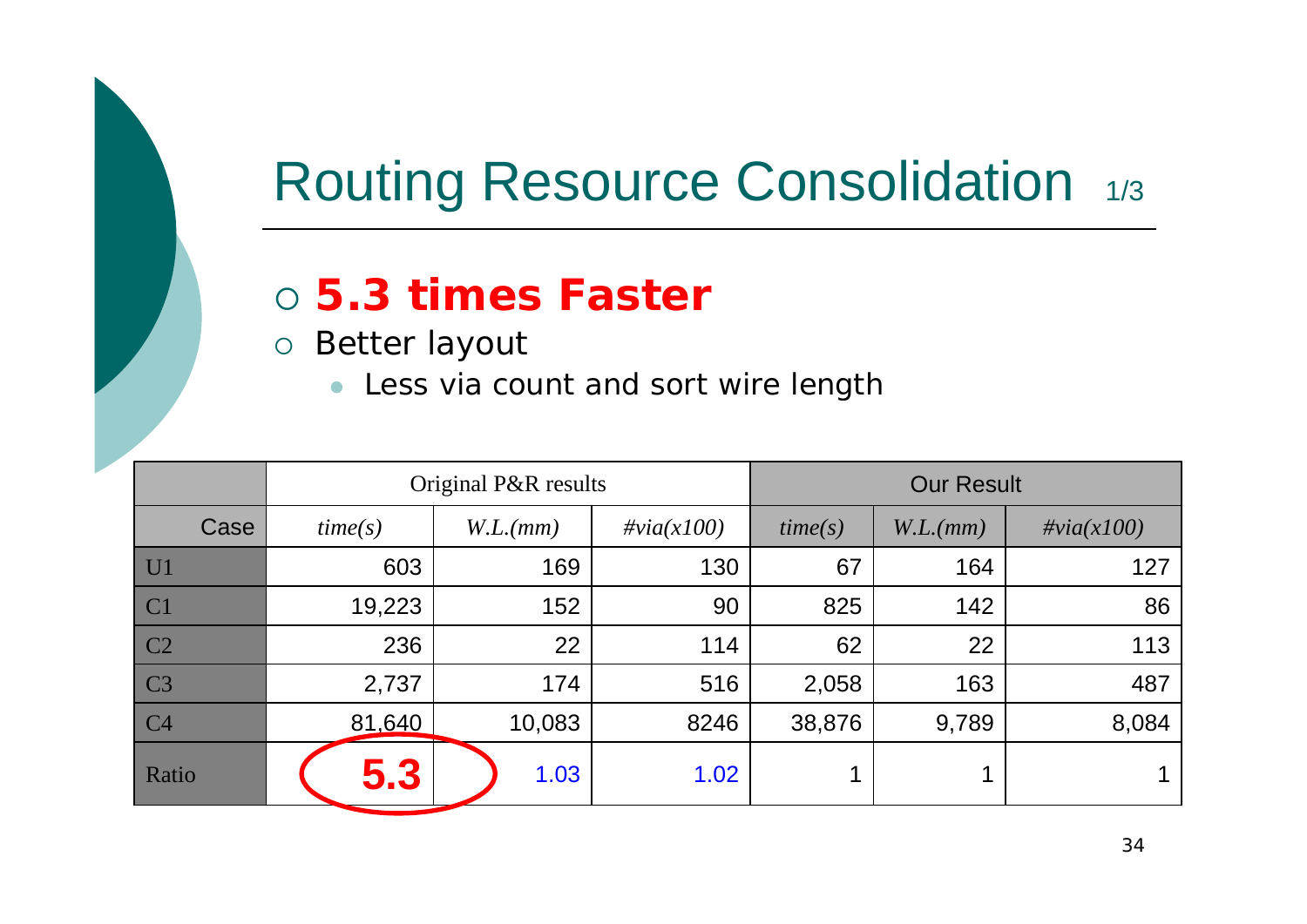# Routing Resource Consolidation 1/3

- **5.3 times Faster**
- Better layout
  - Less via count and sort wire length

| | Original P&R results | | | Our Result | | |
|---|---|---|---|---|---|---|
| Case | *time(s)* | *W.L.(mm)* | *#via(x100)* | *time(s)* | *W.L.(mm)* | *#via(x100)* |
| U1 | 603 | 169 | 130 | 67 | 164 | 127 |
| C1 | 19,223 | 152 | 90 | 825 | 142 | 86 |
| C2 | 236 | 22 | 114 | 62 | 22 | 113 |
| C3 | 2,737 | 174 | 516 | 2,058 | 163 | 487 |
| C4 | 81,640 | 10,083 | 8246 | 38,876 | 9,789 | 8,084 |
| Ratio | **5.3** | 1.03 | 1.02 | 1 | 1 | 1 |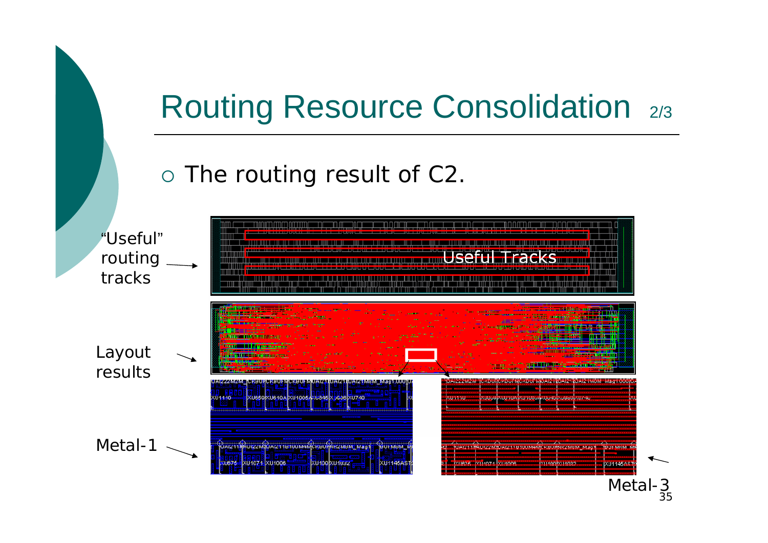# Routing Resource Consolidation 2/3

- The routing result of C2.

"Useful" routing tracks

Useful Tracks

Layout results

Metal-1

Metal-3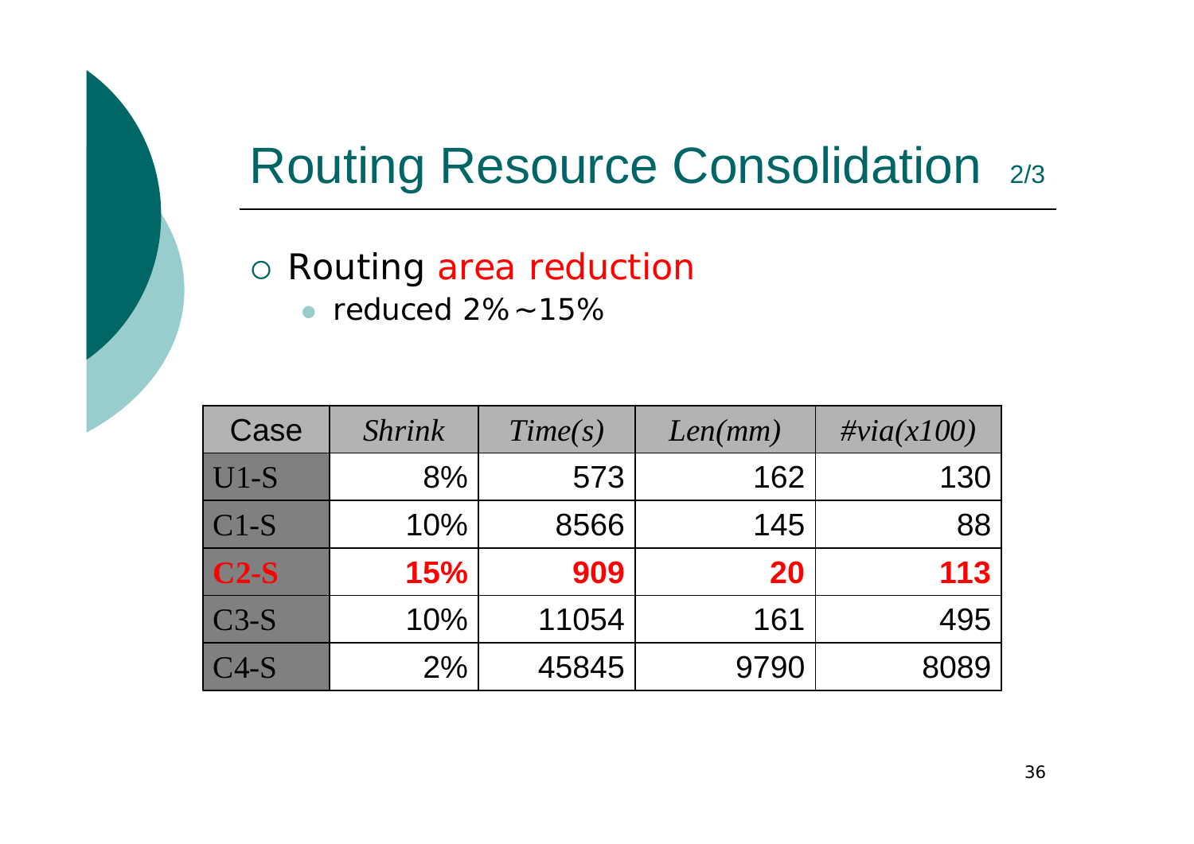# Routing Resource Consolidation 2/3

- Routing area reduction
  - reduced 2%~15%

| Case | *Shrink* | *Time(s)* | *Len(mm)* | *#via(x100)* |
|---|---|---|---|---|
| U1-S | 8% | 573 | 162 | 130 |
| C1-S | 10% | 8566 | 145 | 88 |
| **C2-S** | **15%** | **909** | **20** | **113** |
| C3-S | 10% | 11054 | 161 | 495 |
| C4-S | 2% | 45845 | 9790 | 8089 |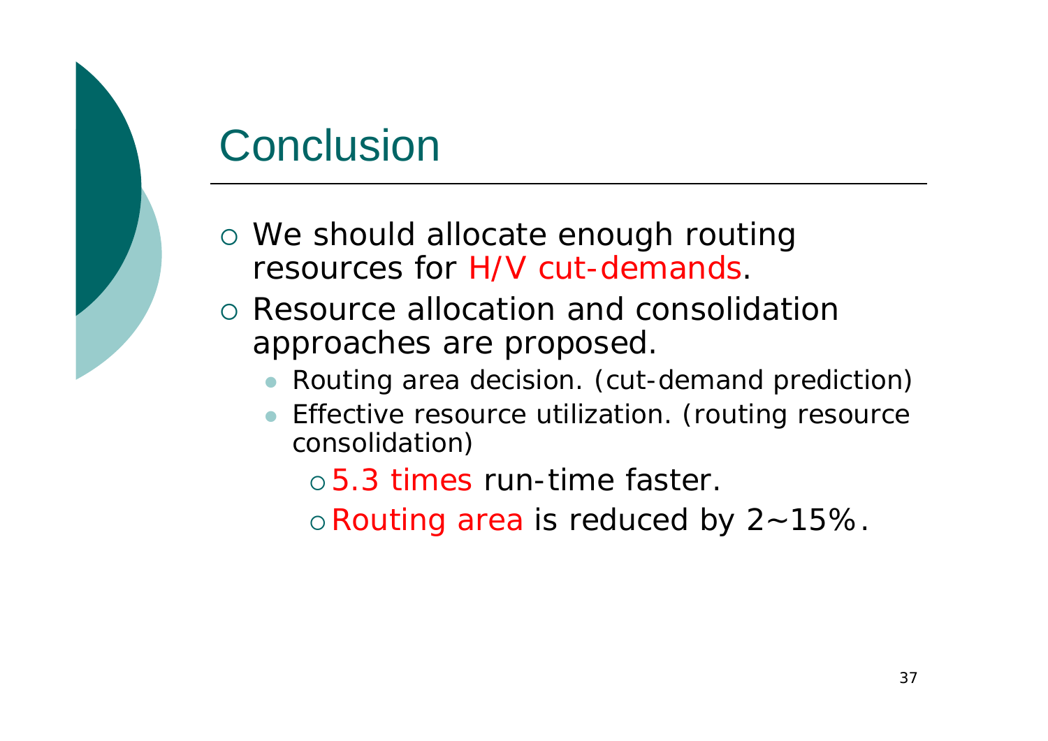# Conclusion

- We should allocate enough routing resources for H/V cut-demands.
- Resource allocation and consolidation approaches are proposed.
  - Routing area decision. (cut-demand prediction)
  - Effective resource utilization. (routing resource consolidation)
    - 5.3 times run-time faster.
    - Routing area is reduced by 2~15%.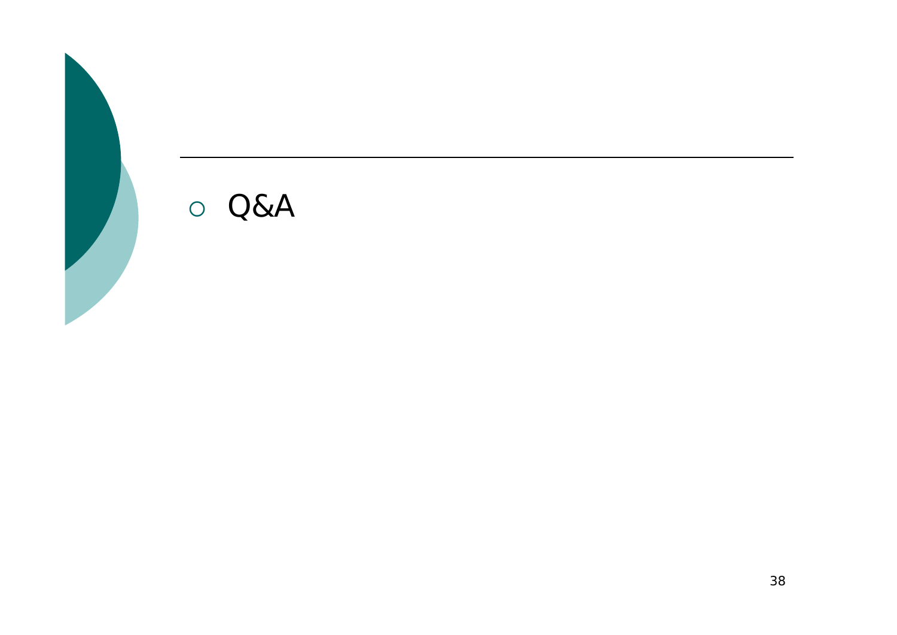- Q&A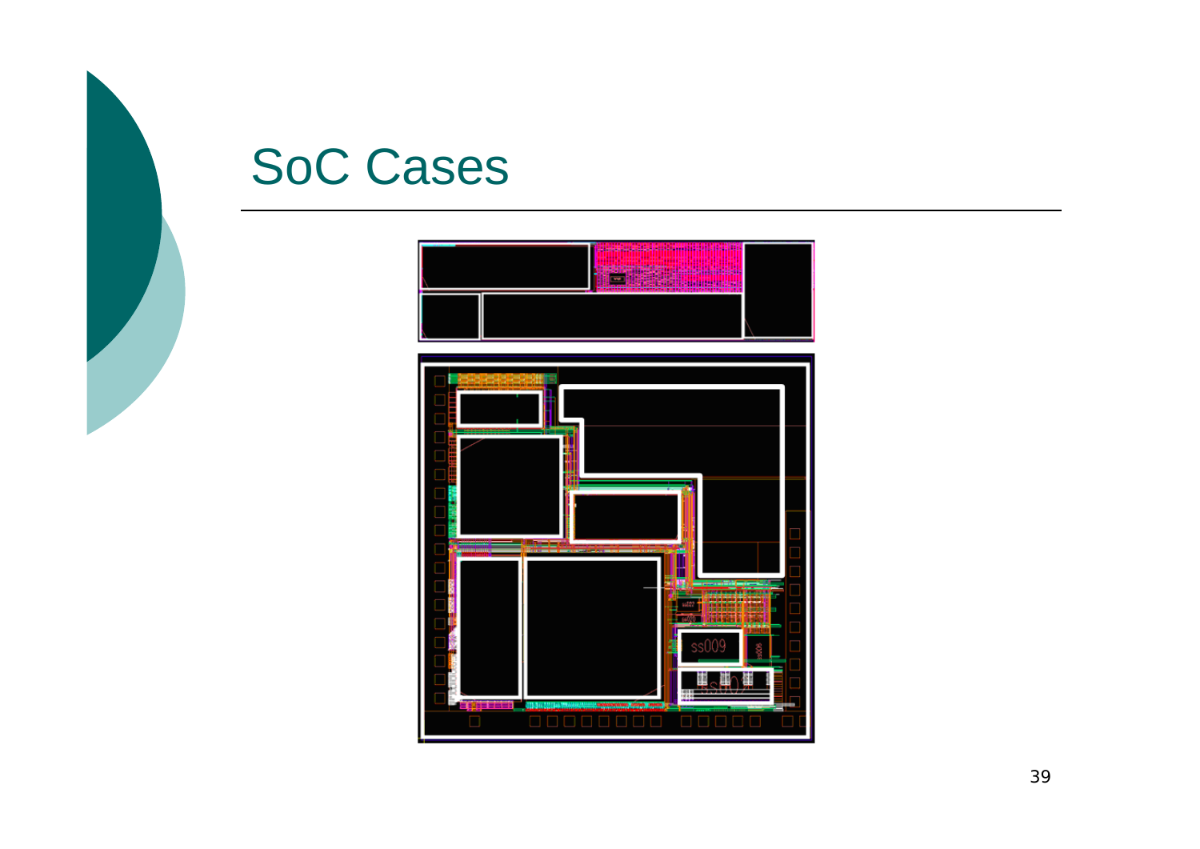# SoC Cases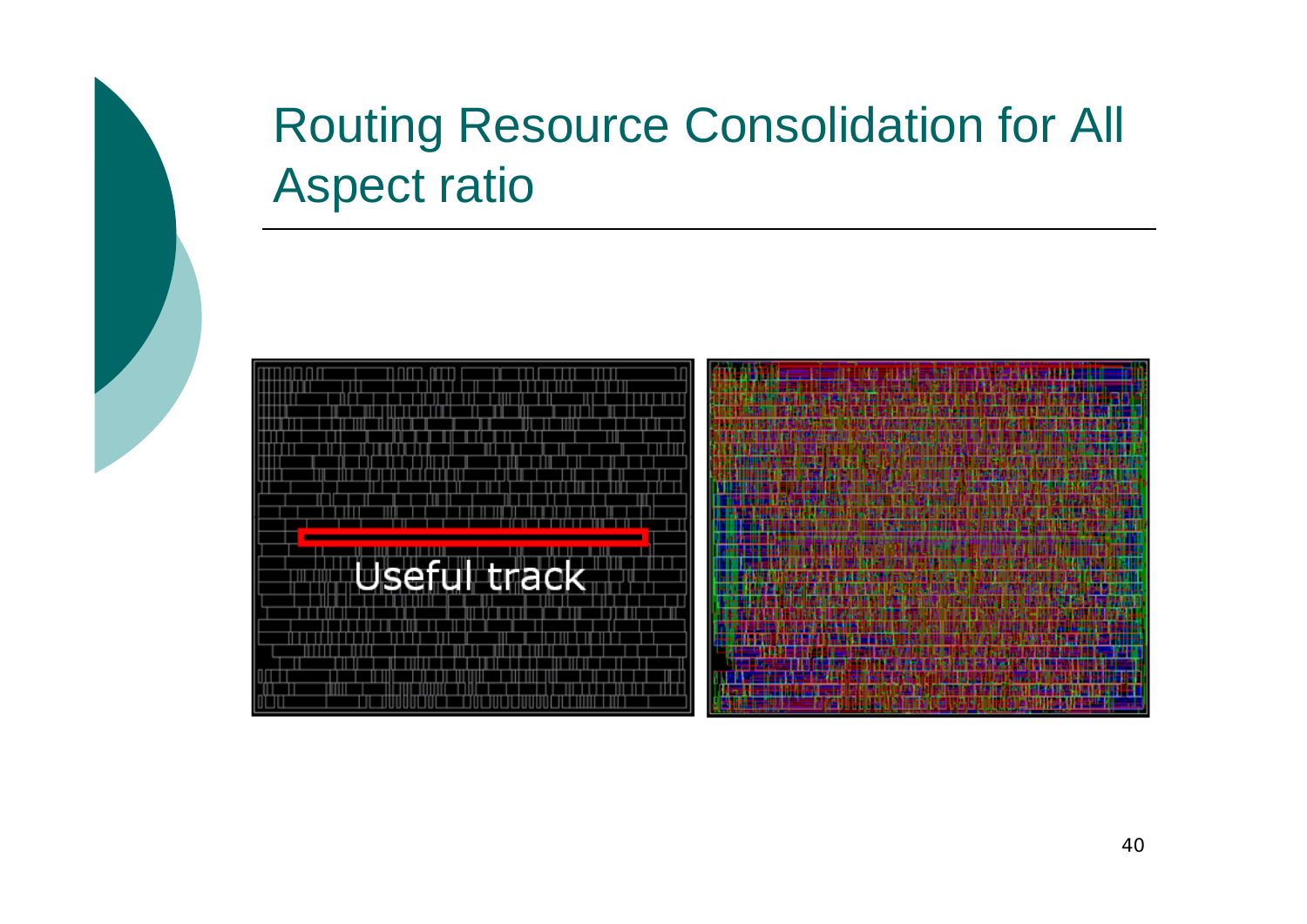# Routing Resource Consolidation for All Aspect ratio

Useful track